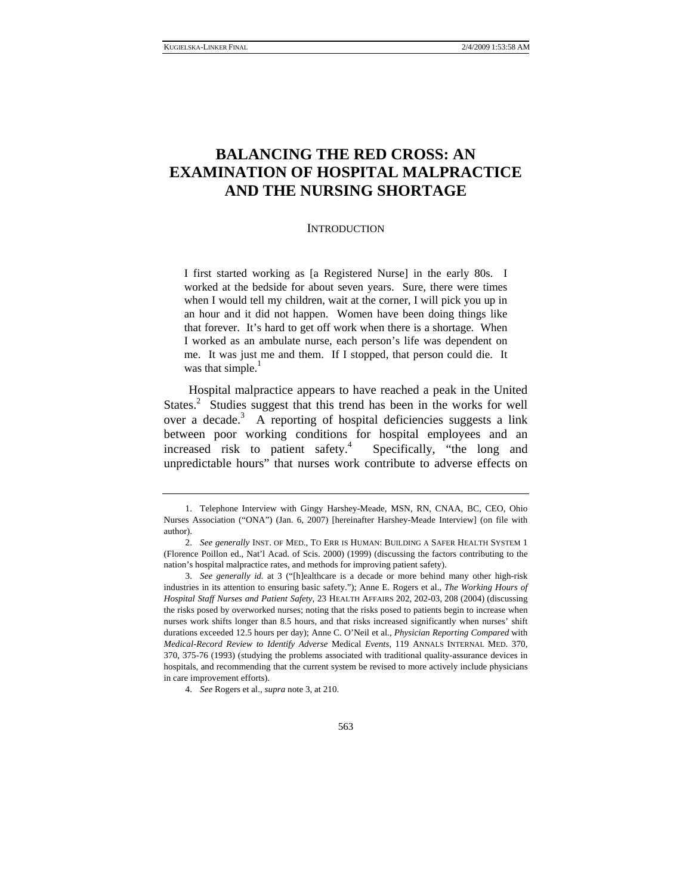# BALANCING THE RED CROSS: AN EXAMINATION OF HOSPITAL MALPRACTICE AND THE NURSING SHORTAGE

## INTRODUCTION

> I first started working as [a Registered Nurse] in the early 80s. I worked at the bedside for about seven years. Sure, there were times when I would tell my children, wait at the corner, I will pick you up in an hour and it did not happen. Women have been doing things like that forever. It's hard to get off work when there is a shortage. When I worked as an ambulate nurse, each person's life was dependent on me. It was just me and them. If I stopped, that person could die. It was that simple.[1]

Hospital malpractice appears to have reached a peak in the United States.[2] Studies suggest that this trend has been in the works for well over a decade.[3] A reporting of hospital deficiencies suggests a link between poor working conditions for hospital employees and an increased risk to patient safety.[4] Specifically, "the long and unpredictable hours" that nurses work contribute to adverse effects on

---

1. Telephone Interview with Gingy Harshey-Meade, MSN, RN, CNAA, BC, CEO, Ohio Nurses Association ("ONA") (Jan. 6, 2007) [hereinafter Harshey-Meade Interview] (on file with author).

2. *See generally* INST. OF MED., TO ERR IS HUMAN: BUILDING A SAFER HEALTH SYSTEM 1 (Florence Poillon ed., Nat'l Acad. of Scis. 2000) (1999) (discussing the factors contributing to the nation's hospital malpractice rates, and methods for improving patient safety).

3. *See generally id.* at 3 ("[h]ealthcare is a decade or more behind many other high-risk industries in its attention to ensuring basic safety."); Anne E. Rogers et al., *The Working Hours of Hospital Staff Nurses and Patient Safety*, 23 HEALTH AFFAIRS 202, 202-03, 208 (2004) (discussing the risks posed by overworked nurses; noting that the risks posed to patients begin to increase when nurses work shifts longer than 8.5 hours, and that risks increased significantly when nurses' shift durations exceeded 12.5 hours per day); Anne C. O'Neil et al., *Physician Reporting Compared* with *Medical-Record Review to Identify Adverse* Medical *Events*, 119 ANNALS INTERNAL MED. 370, 370, 375-76 (1993) (studying the problems associated with traditional quality-assurance devices in hospitals, and recommending that the current system be revised to more actively include physicians in care improvement efforts).

4. *See* Rogers et al., *supra* note 3, at 210.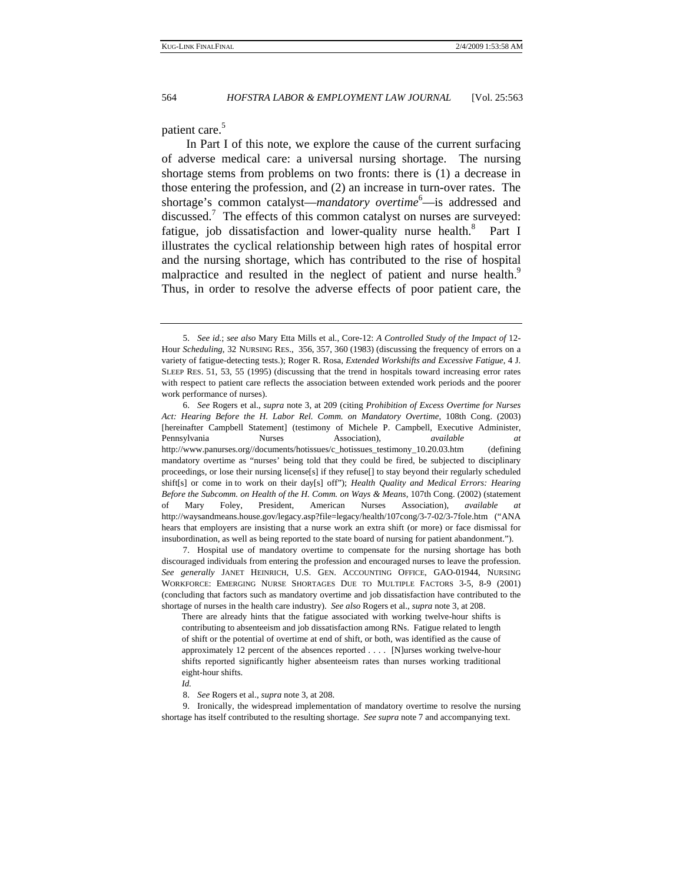patient care.[5]

In Part I of this note, we explore the cause of the current surfacing of adverse medical care: a universal nursing shortage. The nursing shortage stems from problems on two fronts: there is (1) a decrease in those entering the profession, and (2) an increase in turn-over rates. The shortage's common catalyst—*mandatory overtime*[6]—is addressed and discussed.[7] The effects of this common catalyst on nurses are surveyed: fatigue, job dissatisfaction and lower-quality nurse health.[8] Part I illustrates the cyclical relationship between high rates of hospital error and the nursing shortage, which has contributed to the rise of hospital malpractice and resulted in the neglect of patient and nurse health.[9] Thus, in order to resolve the adverse effects of poor patient care, the

---

5. *See id.*; *see also* Mary Etta Mills et al., Core-12: *A Controlled Study of the Impact of* 12-Hour *Scheduling*, 32 NURSING RES., 356, 357, 360 (1983) (discussing the frequency of errors on a variety of fatigue-detecting tests.); Roger R. Rosa, *Extended Workshifts and Excessive Fatigue*, 4 J. SLEEP RES. 51, 53, 55 (1995) (discussing that the trend in hospitals toward increasing error rates with respect to patient care reflects the association between extended work periods and the poorer work performance of nurses).

6. *See* Rogers et al., *supra* note 3, at 209 (citing *Prohibition of Excess Overtime for Nurses Act: Hearing Before the H. Labor Rel. Comm. on Mandatory Overtime*, 108th Cong. (2003) [hereinafter Campbell Statement] (testimony of Michele P. Campbell, Executive Administer, Pennsylvania Nurses Association), *available at* http://www.panurses.org//documents/hotissues/c_hotissues_testimony_10.20.03.htm (defining mandatory overtime as "nurses' being told that they could be fired, be subjected to disciplinary proceedings, or lose their nursing license[s] if they refuse[] to stay beyond their regularly scheduled shift[s] or come in to work on their day[s] off"); *Health Quality and Medical Errors: Hearing Before the Subcomm. on Health of the H. Comm. on Ways & Means*, 107th Cong. (2002) (statement of Mary Foley, President, American Nurses Association), *available at* http://waysandmeans.house.gov/legacy.asp?file=legacy/health/107cong/3-7-02/3-7fole.htm ("ANA hears that employers are insisting that a nurse work an extra shift (or more) or face dismissal for insubordination, as well as being reported to the state board of nursing for patient abandonment.").

7. Hospital use of mandatory overtime to compensate for the nursing shortage has both discouraged individuals from entering the profession and encouraged nurses to leave the profession. *See generally* JANET HEINRICH, U.S. GEN. ACCOUNTING OFFICE, GAO-01944, NURSING WORKFORCE: EMERGING NURSE SHORTAGES DUE TO MULTIPLE FACTORS 3-5, 8-9 (2001) (concluding that factors such as mandatory overtime and job dissatisfaction have contributed to the shortage of nurses in the health care industry). *See also* Rogers et al., *supra* note 3, at 208.

> There are already hints that the fatigue associated with working twelve-hour shifts is contributing to absenteeism and job dissatisfaction among RNs. Fatigue related to length of shift or the potential of overtime at end of shift, or both, was identified as the cause of approximately 12 percent of the absences reported . . . . [N]urses working twelve-hour shifts reported significantly higher absenteeism rates than nurses working traditional eight-hour shifts.
>
> *Id.*

8. *See* Rogers et al., *supra* note 3, at 208.

9. Ironically, the widespread implementation of mandatory overtime to resolve the nursing shortage has itself contributed to the resulting shortage. *See supra* note 7 and accompanying text.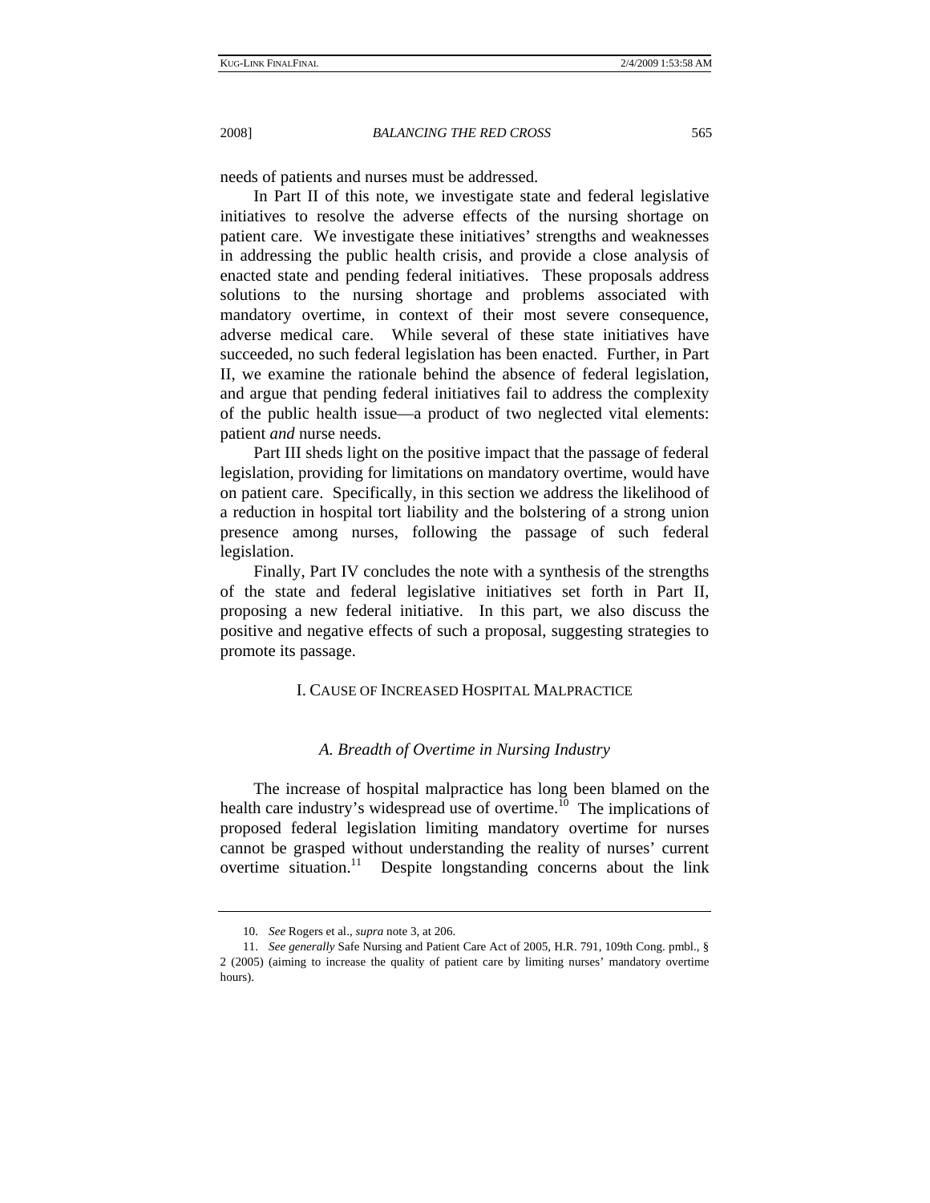needs of patients and nurses must be addressed.

In Part II of this note, we investigate state and federal legislative initiatives to resolve the adverse effects of the nursing shortage on patient care. We investigate these initiatives' strengths and weaknesses in addressing the public health crisis, and provide a close analysis of enacted state and pending federal initiatives. These proposals address solutions to the nursing shortage and problems associated with mandatory overtime, in context of their most severe consequence, adverse medical care. While several of these state initiatives have succeeded, no such federal legislation has been enacted. Further, in Part II, we examine the rationale behind the absence of federal legislation, and argue that pending federal initiatives fail to address the complexity of the public health issue—a product of two neglected vital elements: patient *and* nurse needs.

Part III sheds light on the positive impact that the passage of federal legislation, providing for limitations on mandatory overtime, would have on patient care. Specifically, in this section we address the likelihood of a reduction in hospital tort liability and the bolstering of a strong union presence among nurses, following the passage of such federal legislation.

Finally, Part IV concludes the note with a synthesis of the strengths of the state and federal legislative initiatives set forth in Part II, proposing a new federal initiative. In this part, we also discuss the positive and negative effects of such a proposal, suggesting strategies to promote its passage.

## I. Cause of Increased Hospital Malpractice

### *A. Breadth of Overtime in Nursing Industry*

The increase of hospital malpractice has long been blamed on the health care industry's widespread use of overtime.[10] The implications of proposed federal legislation limiting mandatory overtime for nurses cannot be grasped without understanding the reality of nurses' current overtime situation.[11] Despite longstanding concerns about the link

---

10. *See* Rogers et al., *supra* note 3, at 206.

11. *See generally* Safe Nursing and Patient Care Act of 2005, H.R. 791, 109th Cong. pmbl., § 2 (2005) (aiming to increase the quality of patient care by limiting nurses' mandatory overtime hours).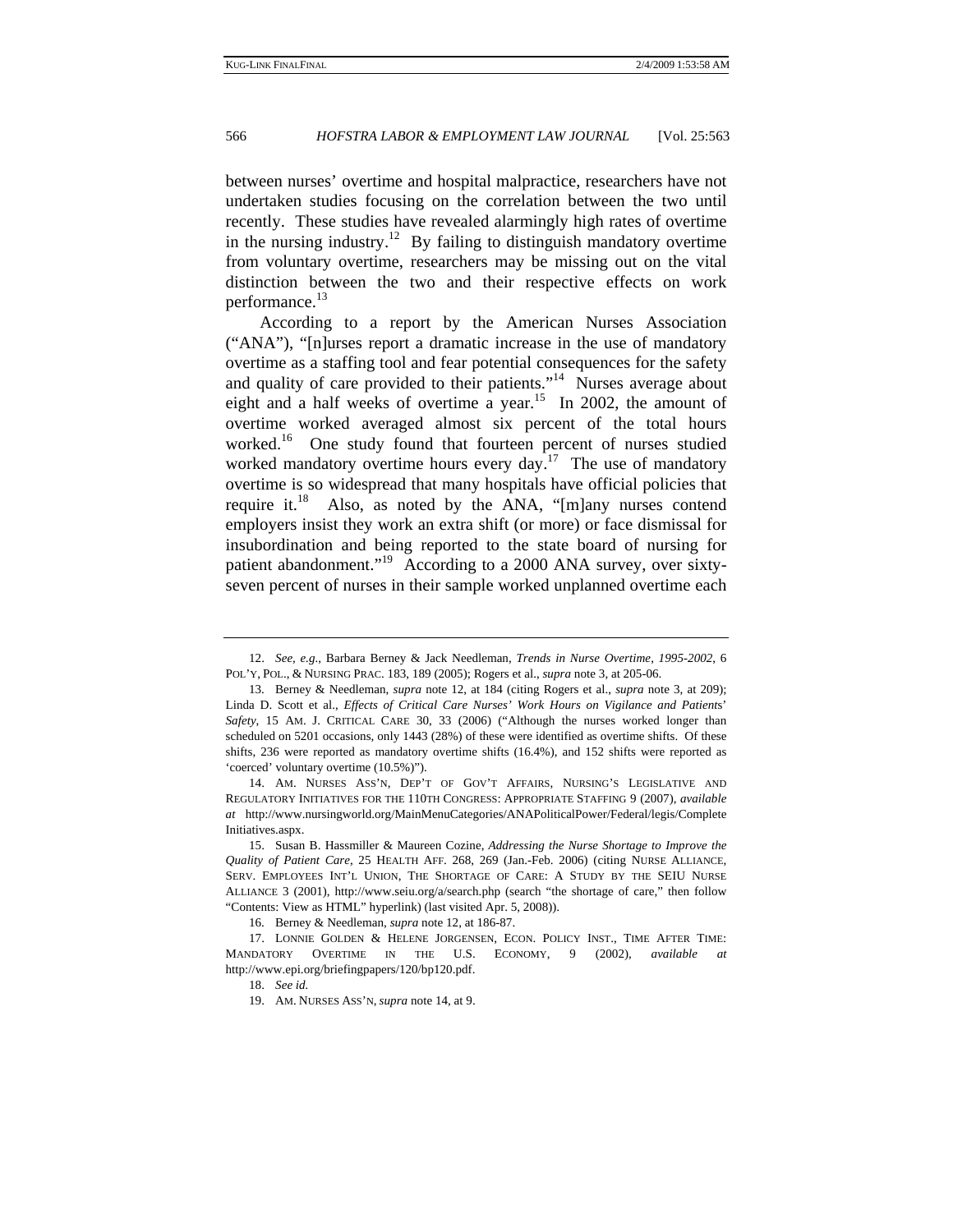between nurses' overtime and hospital malpractice, researchers have not undertaken studies focusing on the correlation between the two until recently. These studies have revealed alarmingly high rates of overtime in the nursing industry.[12] By failing to distinguish mandatory overtime from voluntary overtime, researchers may be missing out on the vital distinction between the two and their respective effects on work performance.[13]

According to a report by the American Nurses Association ("ANA"), "[n]urses report a dramatic increase in the use of mandatory overtime as a staffing tool and fear potential consequences for the safety and quality of care provided to their patients."[14] Nurses average about eight and a half weeks of overtime a year.[15] In 2002, the amount of overtime worked averaged almost six percent of the total hours worked.[16] One study found that fourteen percent of nurses studied worked mandatory overtime hours every day.[17] The use of mandatory overtime is so widespread that many hospitals have official policies that require it.[18] Also, as noted by the ANA, "[m]any nurses contend employers insist they work an extra shift (or more) or face dismissal for insubordination and being reported to the state board of nursing for patient abandonment."[19] According to a 2000 ANA survey, over sixty-seven percent of nurses in their sample worked unplanned overtime each

---

12. *See, e.g.*, Barbara Berney & Jack Needleman, *Trends in Nurse Overtime, 1995-2002*, 6 POL'Y, POL., & NURSING PRAC. 183, 189 (2005); Rogers et al., *supra* note 3, at 205-06.

13. Berney & Needleman, *supra* note 12, at 184 (citing Rogers et al., *supra* note 3, at 209); Linda D. Scott et al., *Effects of Critical Care Nurses' Work Hours on Vigilance and Patients' Safety*, 15 AM. J. CRITICAL CARE 30, 33 (2006) ("Although the nurses worked longer than scheduled on 5201 occasions, only 1443 (28%) of these were identified as overtime shifts. Of these shifts, 236 were reported as mandatory overtime shifts (16.4%), and 152 shifts were reported as 'coerced' voluntary overtime (10.5%)").

14. AM. NURSES ASS'N, DEP'T OF GOV'T AFFAIRS, NURSING'S LEGISLATIVE AND REGULATORY INITIATIVES FOR THE 110TH CONGRESS: APPROPRIATE STAFFING 9 (2007), *available at* http://www.nursingworld.org/MainMenuCategories/ANAPoliticalPower/Federal/legis/CompleteInitiatives.aspx.

15. Susan B. Hassmiller & Maureen Cozine, *Addressing the Nurse Shortage to Improve the Quality of Patient Care*, 25 HEALTH AFF. 268, 269 (Jan.-Feb. 2006) (citing NURSE ALLIANCE, SERV. EMPLOYEES INT'L UNION, THE SHORTAGE OF CARE: A STUDY BY THE SEIU NURSE ALLIANCE 3 (2001), http://www.seiu.org/a/search.php (search "the shortage of care," then follow "Contents: View as HTML" hyperlink) (last visited Apr. 5, 2008)).

16. Berney & Needleman, *supra* note 12, at 186-87.

17. LONNIE GOLDEN & HELENE JORGENSEN, ECON. POLICY INST., TIME AFTER TIME: MANDATORY OVERTIME IN THE U.S. ECONOMY, 9 (2002), *available at* http://www.epi.org/briefingpapers/120/bp120.pdf.

18. *See id.*

19. AM. NURSES ASS'N, *supra* note 14, at 9.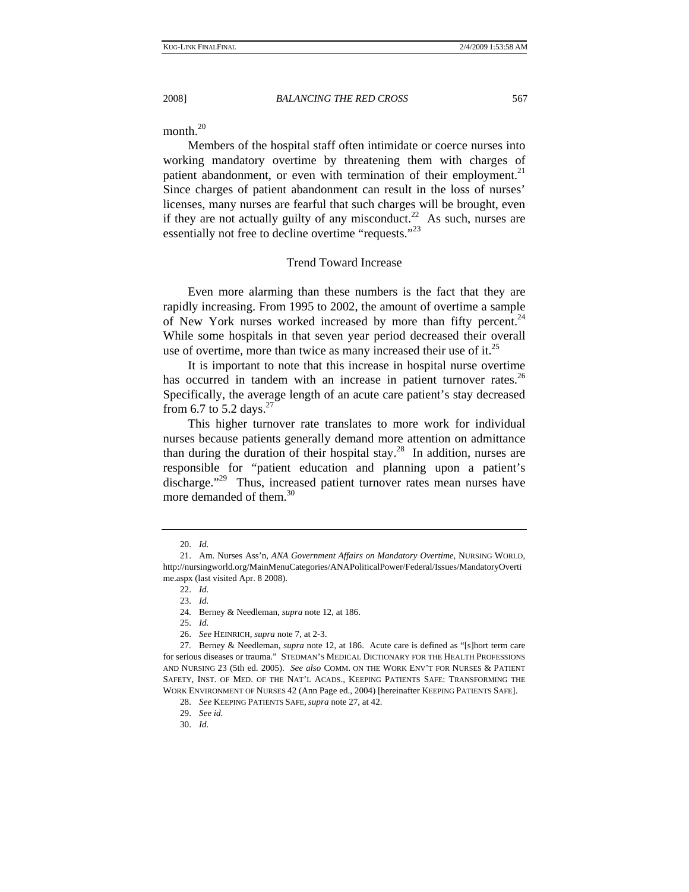month.[20]

Members of the hospital staff often intimidate or coerce nurses into working mandatory overtime by threatening them with charges of patient abandonment, or even with termination of their employment.[21] Since charges of patient abandonment can result in the loss of nurses' licenses, many nurses are fearful that such charges will be brought, even if they are not actually guilty of any misconduct.[22] As such, nurses are essentially not free to decline overtime "requests."[23]

### Trend Toward Increase

Even more alarming than these numbers is the fact that they are rapidly increasing. From 1995 to 2002, the amount of overtime a sample of New York nurses worked increased by more than fifty percent.[24] While some hospitals in that seven year period decreased their overall use of overtime, more than twice as many increased their use of it.[25]

It is important to note that this increase in hospital nurse overtime has occurred in tandem with an increase in patient turnover rates.[26] Specifically, the average length of an acute care patient's stay decreased from 6.7 to 5.2 days.[27]

This higher turnover rate translates to more work for individual nurses because patients generally demand more attention on admittance than during the duration of their hospital stay.[28] In addition, nurses are responsible for "patient education and planning upon a patient's discharge."[29] Thus, increased patient turnover rates mean nurses have more demanded of them.[30]

---

20. *Id.*

21. Am. Nurses Ass'n, *ANA Government Affairs on Mandatory Overtime*, NURSING WORLD, http://nursingworld.org/MainMenuCategories/ANAPoliticalPower/Federal/Issues/MandatoryOvertime.aspx (last visited Apr. 8 2008).

22. *Id.*

23. *Id.*

24. Berney & Needleman, *supra* note 12, at 186.

25. *Id.*

26. *See* HEINRICH, *supra* note 7, at 2-3.

27. Berney & Needleman, *supra* note 12, at 186. Acute care is defined as "[s]hort term care for serious diseases or trauma." STEDMAN'S MEDICAL DICTIONARY FOR THE HEALTH PROFESSIONS AND NURSING 23 (5th ed. 2005). *See also* COMM. ON THE WORK ENV'T FOR NURSES & PATIENT SAFETY, INST. OF MED. OF THE NAT'L ACADS., KEEPING PATIENTS SAFE: TRANSFORMING THE WORK ENVIRONMENT OF NURSES 42 (Ann Page ed., 2004) [hereinafter KEEPING PATIENTS SAFE].

28. *See* KEEPING PATIENTS SAFE, *supra* note 27, at 42.

29. *See id.*

30. *Id.*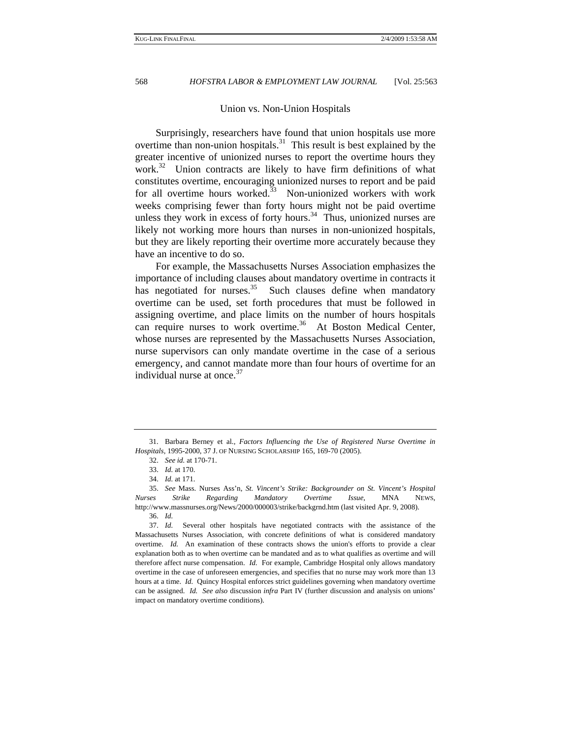### Union vs. Non-Union Hospitals

Surprisingly, researchers have found that union hospitals use more overtime than non-union hospitals.[31] This result is best explained by the greater incentive of unionized nurses to report the overtime hours they work.[32] Union contracts are likely to have firm definitions of what constitutes overtime, encouraging unionized nurses to report and be paid for all overtime hours worked.[33] Non-unionized workers with work weeks comprising fewer than forty hours might not be paid overtime unless they work in excess of forty hours.[34] Thus, unionized nurses are likely not working more hours than nurses in non-unionized hospitals, but they are likely reporting their overtime more accurately because they have an incentive to do so.

For example, the Massachusetts Nurses Association emphasizes the importance of including clauses about mandatory overtime in contracts it has negotiated for nurses.[35] Such clauses define when mandatory overtime can be used, set forth procedures that must be followed in assigning overtime, and place limits on the number of hours hospitals can require nurses to work overtime.[36] At Boston Medical Center, whose nurses are represented by the Massachusetts Nurses Association, nurse supervisors can only mandate overtime in the case of a serious emergency, and cannot mandate more than four hours of overtime for an individual nurse at once.[37]

---

31. Barbara Berney et al., *Factors Influencing the Use of Registered Nurse Overtime in Hospitals*, 1995-2000, 37 J. OF NURSING SCHOLARSHIP 165, 169-70 (2005).

32. *See id.* at 170-71.

33. *Id.* at 170.

34. *Id.* at 171.

35. *See* Mass. Nurses Ass'n, *St. Vincent's Strike: Backgrounder on St. Vincent's Hospital Nurses Strike Regarding Mandatory Overtime Issue*, MNA NEWS, http://www.massnurses.org/News/2000/000003/strike/backgrnd.htm (last visited Apr. 9, 2008).

36. *Id.*

37. *Id.* Several other hospitals have negotiated contracts with the assistance of the Massachusetts Nurses Association, with concrete definitions of what is considered mandatory overtime. *Id.* An examination of these contracts shows the union's efforts to provide a clear explanation both as to when overtime can be mandated and as to what qualifies as overtime and will therefore affect nurse compensation. *Id.* For example, Cambridge Hospital only allows mandatory overtime in the case of unforeseen emergencies, and specifies that no nurse may work more than 13 hours at a time. *Id.* Quincy Hospital enforces strict guidelines governing when mandatory overtime can be assigned. *Id.* *See also* discussion *infra* Part IV (further discussion and analysis on unions' impact on mandatory overtime conditions).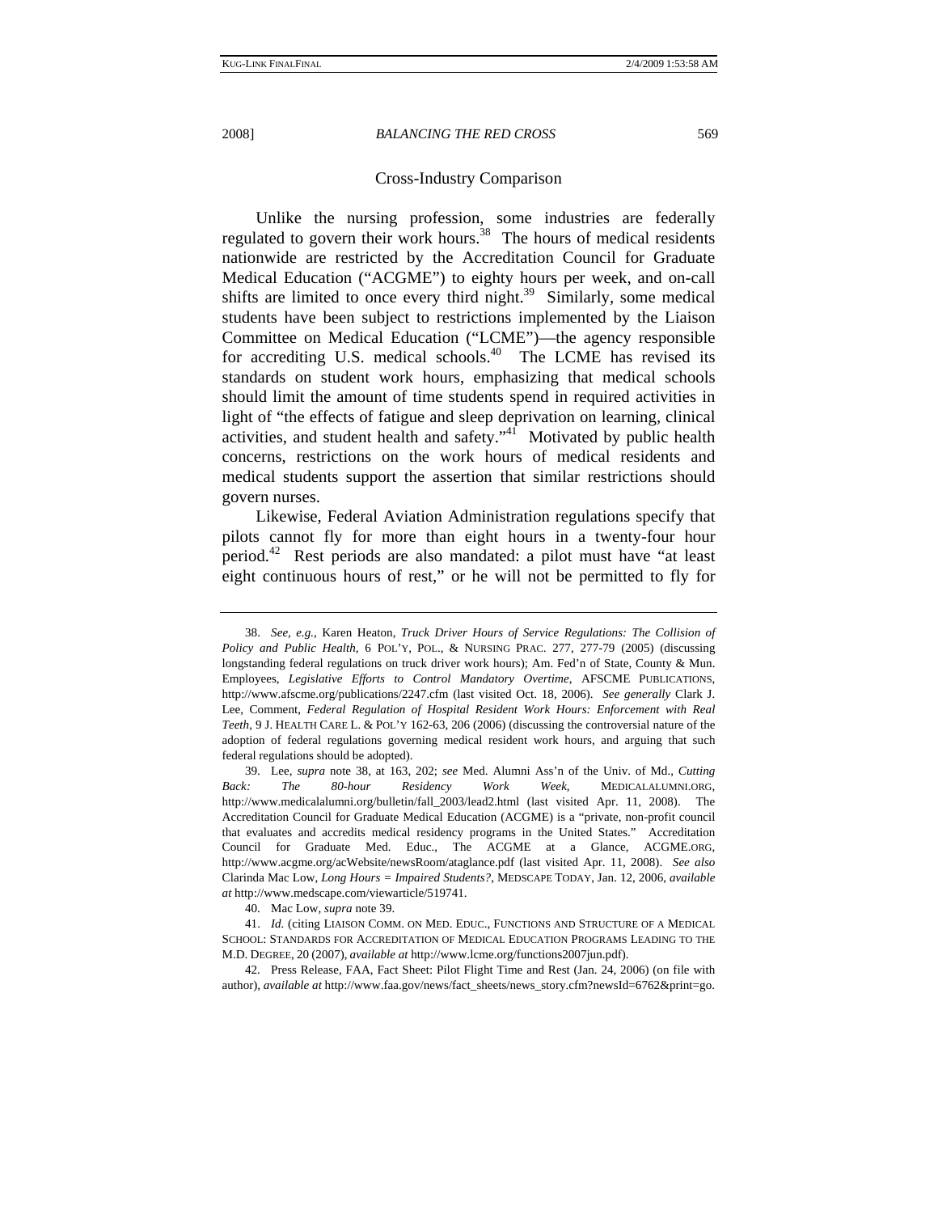### Cross-Industry Comparison

Unlike the nursing profession, some industries are federally regulated to govern their work hours.[38] The hours of medical residents nationwide are restricted by the Accreditation Council for Graduate Medical Education ("ACGME") to eighty hours per week, and on-call shifts are limited to once every third night.[39] Similarly, some medical students have been subject to restrictions implemented by the Liaison Committee on Medical Education ("LCME")—the agency responsible for accrediting U.S. medical schools.[40] The LCME has revised its standards on student work hours, emphasizing that medical schools should limit the amount of time students spend in required activities in light of "the effects of fatigue and sleep deprivation on learning, clinical activities, and student health and safety."[41] Motivated by public health concerns, restrictions on the work hours of medical residents and medical students support the assertion that similar restrictions should govern nurses.

Likewise, Federal Aviation Administration regulations specify that pilots cannot fly for more than eight hours in a twenty-four hour period.[42] Rest periods are also mandated: a pilot must have "at least eight continuous hours of rest," or he will not be permitted to fly for

---

38. *See, e.g.*, Karen Heaton, *Truck Driver Hours of Service Regulations: The Collision of Policy and Public Health*, 6 POL'Y, POL., & NURSING PRAC. 277, 277-79 (2005) (discussing longstanding federal regulations on truck driver work hours); Am. Fed'n of State, County & Mun. Employees, *Legislative Efforts to Control Mandatory Overtime*, AFSCME PUBLICATIONS, http://www.afscme.org/publications/2247.cfm (last visited Oct. 18, 2006). *See generally* Clark J. Lee, Comment, *Federal Regulation of Hospital Resident Work Hours: Enforcement with Real Teeth*, 9 J. HEALTH CARE L. & POL'Y 162-63, 206 (2006) (discussing the controversial nature of the adoption of federal regulations governing medical resident work hours, and arguing that such federal regulations should be adopted).

39. Lee, *supra* note 38, at 163, 202; *see* Med. Alumni Ass'n of the Univ. of Md., *Cutting Back: The 80-hour Residency Work Week*, MEDICALALUMNI.ORG, http://www.medicalalumni.org/bulletin/fall_2003/lead2.html (last visited Apr. 11, 2008). The Accreditation Council for Graduate Medical Education (ACGME) is a "private, non-profit council that evaluates and accredits medical residency programs in the United States." Accreditation Council for Graduate Med. Educ., The ACGME at a Glance, ACGME.ORG, http://www.acgme.org/acWebsite/newsRoom/ataglance.pdf (last visited Apr. 11, 2008). *See also* Clarinda Mac Low, *Long Hours = Impaired Students?*, MEDSCAPE TODAY, Jan. 12, 2006, *available at* http://www.medscape.com/viewarticle/519741.

40. Mac Low, *supra* note 39.

41. *Id.* (citing LIAISON COMM. ON MED. EDUC., FUNCTIONS AND STRUCTURE OF A MEDICAL SCHOOL: STANDARDS FOR ACCREDITATION OF MEDICAL EDUCATION PROGRAMS LEADING TO THE M.D. DEGREE, 20 (2007), *available at* http://www.lcme.org/functions2007jun.pdf).

42. Press Release, FAA, Fact Sheet: Pilot Flight Time and Rest (Jan. 24, 2006) (on file with author), *available at* http://www.faa.gov/news/fact_sheets/news_story.cfm?newsId=6762&print=go.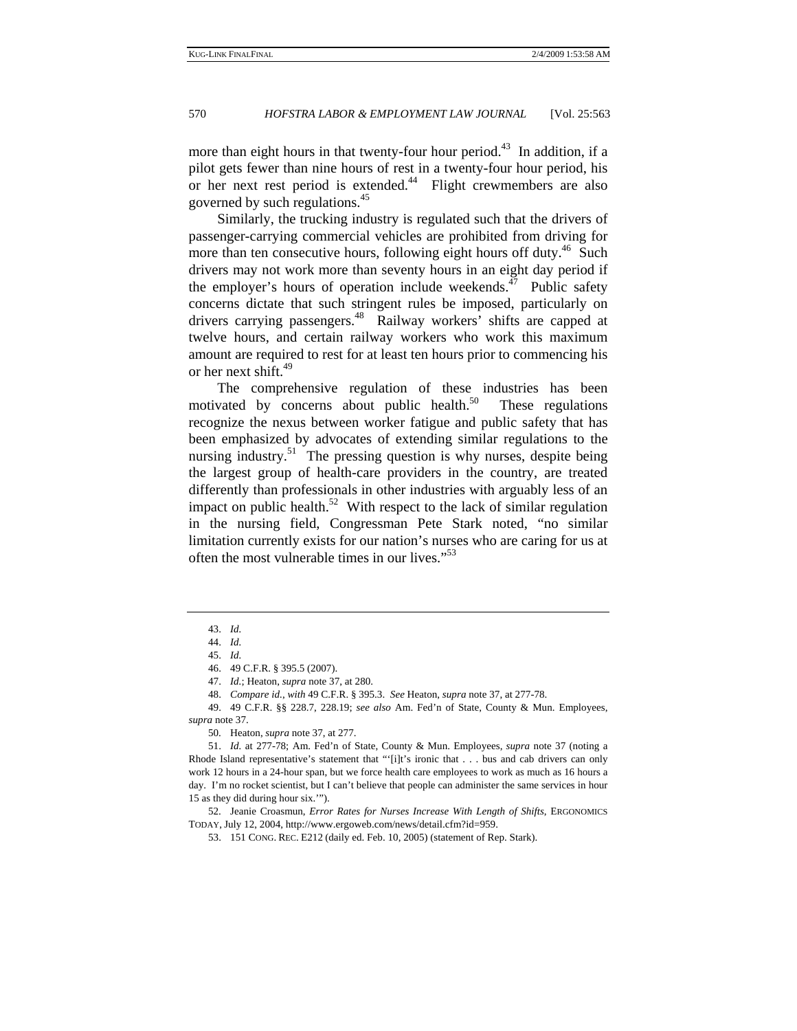more than eight hours in that twenty-four hour period.[43] In addition, if a pilot gets fewer than nine hours of rest in a twenty-four hour period, his or her next rest period is extended.[44] Flight crewmembers are also governed by such regulations.[45]

Similarly, the trucking industry is regulated such that the drivers of passenger-carrying commercial vehicles are prohibited from driving for more than ten consecutive hours, following eight hours off duty.[46] Such drivers may not work more than seventy hours in an eight day period if the employer's hours of operation include weekends.[47] Public safety concerns dictate that such stringent rules be imposed, particularly on drivers carrying passengers.[48] Railway workers' shifts are capped at twelve hours, and certain railway workers who work this maximum amount are required to rest for at least ten hours prior to commencing his or her next shift.[49]

The comprehensive regulation of these industries has been motivated by concerns about public health.[50] These regulations recognize the nexus between worker fatigue and public safety that has been emphasized by advocates of extending similar regulations to the nursing industry.[51] The pressing question is why nurses, despite being the largest group of health-care providers in the country, are treated differently than professionals in other industries with arguably less of an impact on public health.[52] With respect to the lack of similar regulation in the nursing field, Congressman Pete Stark noted, "no similar limitation currently exists for our nation's nurses who are caring for us at often the most vulnerable times in our lives."[53]

---

43. *Id.*

44. *Id.*

45. *Id.*

46. 49 C.F.R. § 395.5 (2007).

47. *Id.*; Heaton, *supra* note 37, at 280.

48. *Compare id.*, *with* 49 C.F.R. § 395.3. *See* Heaton, *supra* note 37, at 277-78.

49. 49 C.F.R. §§ 228.7, 228.19; *see also* Am. Fed'n of State, County & Mun. Employees, *supra* note 37.

50. Heaton, *supra* note 37, at 277.

51. *Id.* at 277-78; Am. Fed'n of State, County & Mun. Employees, *supra* note 37 (noting a Rhode Island representative's statement that "'[i]t's ironic that . . . bus and cab drivers can only work 12 hours in a 24-hour span, but we force health care employees to work as much as 16 hours a day. I'm no rocket scientist, but I can't believe that people can administer the same services in hour 15 as they did during hour six.'").

52. Jeanie Croasmun, *Error Rates for Nurses Increase With Length of Shifts*, ERGONOMICS TODAY, July 12, 2004, http://www.ergoweb.com/news/detail.cfm?id=959.

53. 151 CONG. REC. E212 (daily ed. Feb. 10, 2005) (statement of Rep. Stark).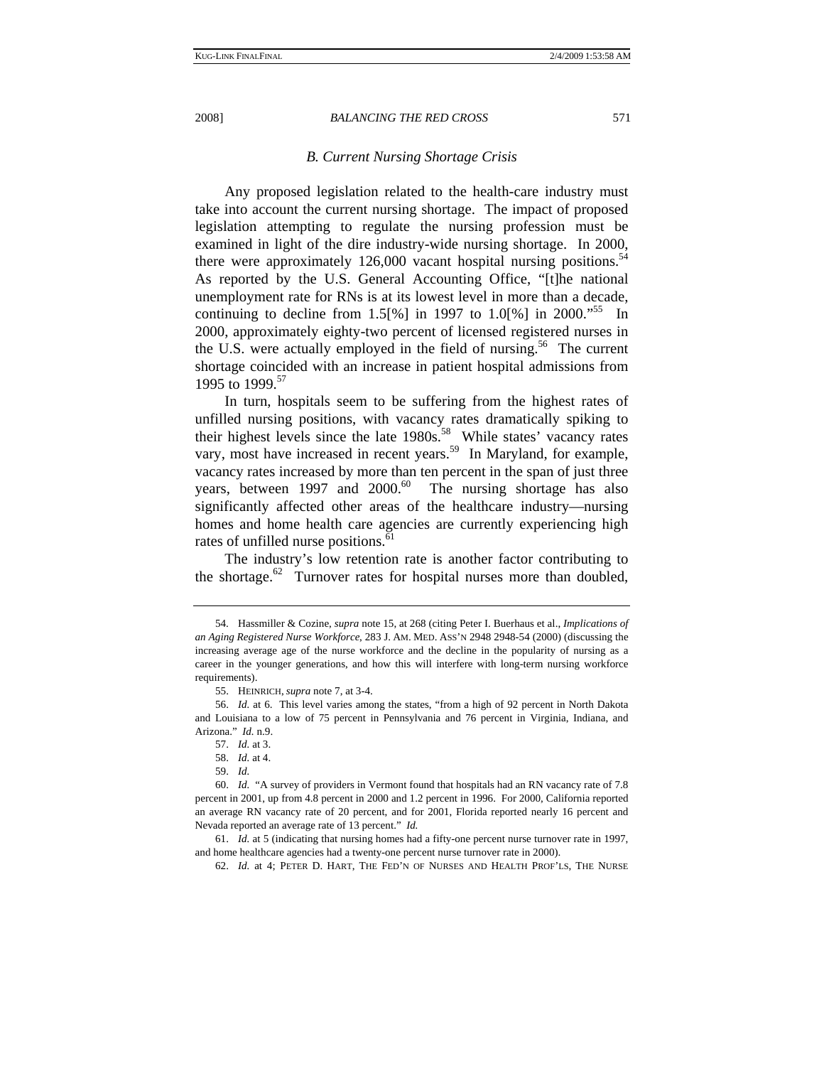### *B. Current Nursing Shortage Crisis*

Any proposed legislation related to the health-care industry must take into account the current nursing shortage. The impact of proposed legislation attempting to regulate the nursing profession must be examined in light of the dire industry-wide nursing shortage. In 2000, there were approximately 126,000 vacant hospital nursing positions.[54] As reported by the U.S. General Accounting Office, "[t]he national unemployment rate for RNs is at its lowest level in more than a decade, continuing to decline from 1.5[%] in 1997 to 1.0[%] in 2000."[55] In 2000, approximately eighty-two percent of licensed registered nurses in the U.S. were actually employed in the field of nursing.[56] The current shortage coincided with an increase in patient hospital admissions from 1995 to 1999.[57]

In turn, hospitals seem to be suffering from the highest rates of unfilled nursing positions, with vacancy rates dramatically spiking to their highest levels since the late 1980s.[58] While states' vacancy rates vary, most have increased in recent years.[59] In Maryland, for example, vacancy rates increased by more than ten percent in the span of just three years, between 1997 and 2000.[60] The nursing shortage has also significantly affected other areas of the healthcare industry—nursing homes and home health care agencies are currently experiencing high rates of unfilled nurse positions.[61]

The industry's low retention rate is another factor contributing to the shortage.[62] Turnover rates for hospital nurses more than doubled,

---

54. Hassmiller & Cozine, *supra* note 15, at 268 (citing Peter I. Buerhaus et al., *Implications of an Aging Registered Nurse Workforce*, 283 J. AM. MED. ASS'N 2948 2948-54 (2000) (discussing the increasing average age of the nurse workforce and the decline in the popularity of nursing as a career in the younger generations, and how this will interfere with long-term nursing workforce requirements).

55. HEINRICH, *supra* note 7, at 3-4.

56. *Id.* at 6. This level varies among the states, "from a high of 92 percent in North Dakota and Louisiana to a low of 75 percent in Pennsylvania and 76 percent in Virginia, Indiana, and Arizona." *Id.* n.9.

57. *Id.* at 3.

58. *Id.* at 4.

59. *Id.*

60. *Id.* "A survey of providers in Vermont found that hospitals had an RN vacancy rate of 7.8 percent in 2001, up from 4.8 percent in 2000 and 1.2 percent in 1996. For 2000, California reported an average RN vacancy rate of 20 percent, and for 2001, Florida reported nearly 16 percent and Nevada reported an average rate of 13 percent." *Id.*

61. *Id.* at 5 (indicating that nursing homes had a fifty-one percent nurse turnover rate in 1997, and home healthcare agencies had a twenty-one percent nurse turnover rate in 2000).

62. *Id.* at 4; PETER D. HART, THE FED'N OF NURSES AND HEALTH PROF'LS, THE NURSE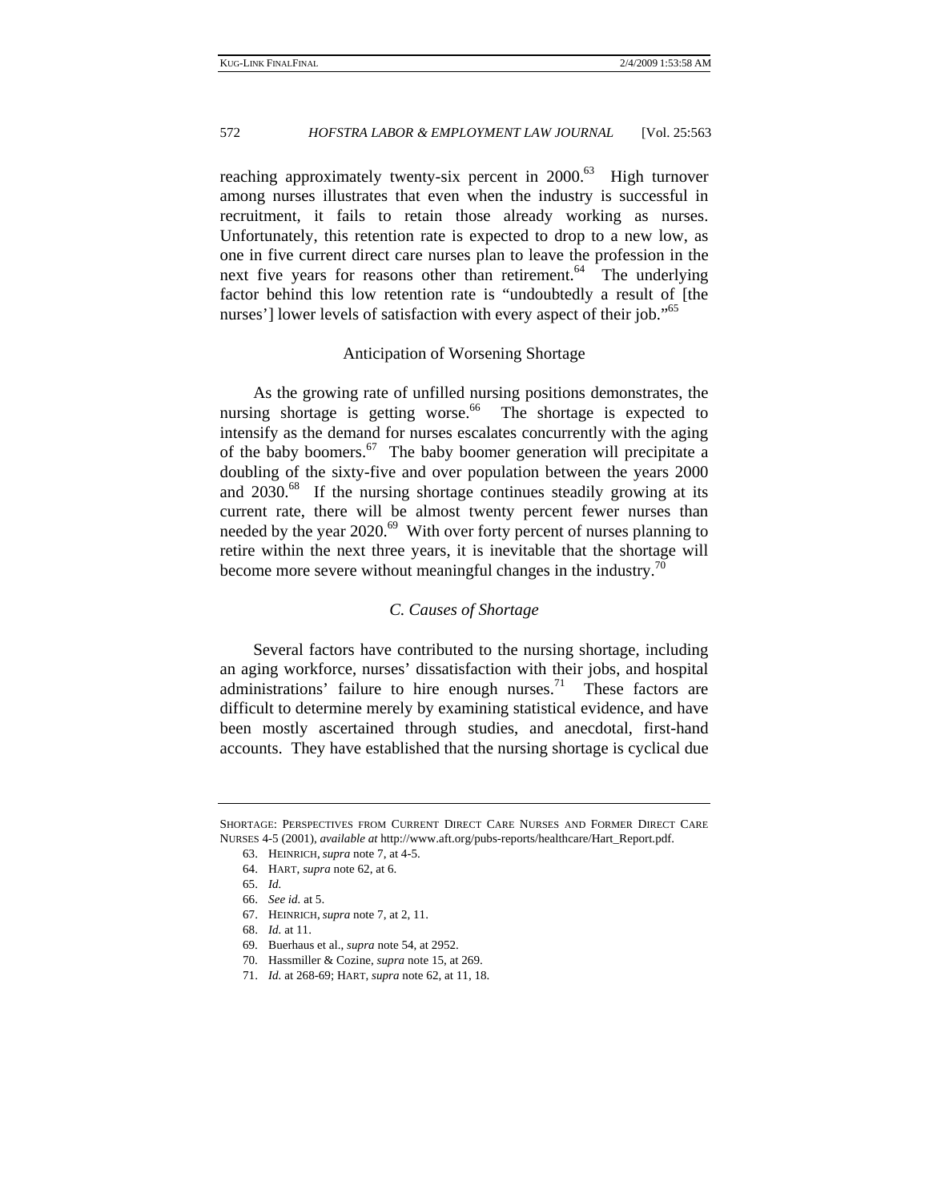reaching approximately twenty-six percent in 2000.[63] High turnover among nurses illustrates that even when the industry is successful in recruitment, it fails to retain those already working as nurses. Unfortunately, this retention rate is expected to drop to a new low, as one in five current direct care nurses plan to leave the profession in the next five years for reasons other than retirement.[64] The underlying factor behind this low retention rate is "undoubtedly a result of [the nurses'] lower levels of satisfaction with every aspect of their job."[65]

Anticipation of Worsening Shortage

As the growing rate of unfilled nursing positions demonstrates, the nursing shortage is getting worse.[66] The shortage is expected to intensify as the demand for nurses escalates concurrently with the aging of the baby boomers.[67] The baby boomer generation will precipitate a doubling of the sixty-five and over population between the years 2000 and 2030.[68] If the nursing shortage continues steadily growing at its current rate, there will be almost twenty percent fewer nurses than needed by the year 2020.[69] With over forty percent of nurses planning to retire within the next three years, it is inevitable that the shortage will become more severe without meaningful changes in the industry.[70]

### *C. Causes of Shortage*

Several factors have contributed to the nursing shortage, including an aging workforce, nurses' dissatisfaction with their jobs, and hospital administrations' failure to hire enough nurses.[71] These factors are difficult to determine merely by examining statistical evidence, and have been mostly ascertained through studies, and anecdotal, first-hand accounts. They have established that the nursing shortage is cyclical due

---

SHORTAGE: PERSPECTIVES FROM CURRENT DIRECT CARE NURSES AND FORMER DIRECT CARE NURSES 4-5 (2001), *available at* http://www.aft.org/pubs-reports/healthcare/Hart_Report.pdf.

63. HEINRICH, *supra* note 7, at 4-5.

64. HART, *supra* note 62, at 6.

65. *Id.*

66. *See id.* at 5.

67. HEINRICH, *supra* note 7, at 2, 11.

68. *Id.* at 11.

69. Buerhaus et al., *supra* note 54, at 2952.

70. Hassmiller & Cozine, *supra* note 15, at 269.

71. *Id.* at 268-69; HART, *supra* note 62, at 11, 18.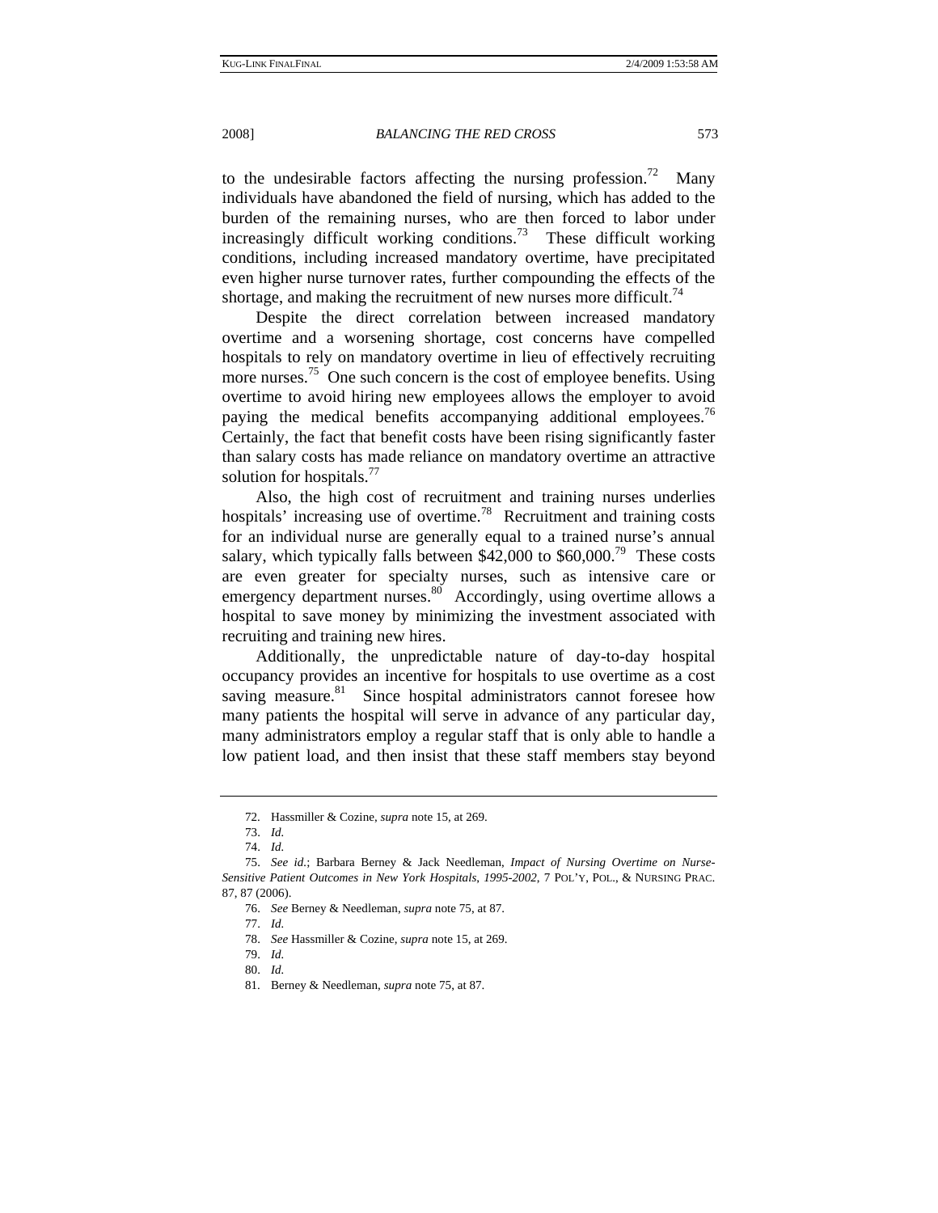to the undesirable factors affecting the nursing profession.[72] Many individuals have abandoned the field of nursing, which has added to the burden of the remaining nurses, who are then forced to labor under increasingly difficult working conditions.[73] These difficult working conditions, including increased mandatory overtime, have precipitated even higher nurse turnover rates, further compounding the effects of the shortage, and making the recruitment of new nurses more difficult.[74]

Despite the direct correlation between increased mandatory overtime and a worsening shortage, cost concerns have compelled hospitals to rely on mandatory overtime in lieu of effectively recruiting more nurses.[75] One such concern is the cost of employee benefits. Using overtime to avoid hiring new employees allows the employer to avoid paying the medical benefits accompanying additional employees.[76] Certainly, the fact that benefit costs have been rising significantly faster than salary costs has made reliance on mandatory overtime an attractive solution for hospitals.[77]

Also, the high cost of recruitment and training nurses underlies hospitals' increasing use of overtime.[78] Recruitment and training costs for an individual nurse are generally equal to a trained nurse's annual salary, which typically falls between $42,000 to $60,000.[79] These costs are even greater for specialty nurses, such as intensive care or emergency department nurses.[80] Accordingly, using overtime allows a hospital to save money by minimizing the investment associated with recruiting and training new hires.

Additionally, the unpredictable nature of day-to-day hospital occupancy provides an incentive for hospitals to use overtime as a cost saving measure.[81] Since hospital administrators cannot foresee how many patients the hospital will serve in advance of any particular day, many administrators employ a regular staff that is only able to handle a low patient load, and then insist that these staff members stay beyond

---

72. Hassmiller & Cozine, *supra* note 15, at 269.

73. *Id.*

74. *Id.*

75. *See id.*; Barbara Berney & Jack Needleman, *Impact of Nursing Overtime on Nurse-Sensitive Patient Outcomes in New York Hospitals, 1995-2002*, 7 POL'Y, POL., & NURSING PRAC. 87, 87 (2006).

76. *See* Berney & Needleman, *supra* note 75, at 87.

77. *Id.*

78. *See* Hassmiller & Cozine, *supra* note 15, at 269.

79. *Id.*

80. *Id.*

81. Berney & Needleman, *supra* note 75, at 87.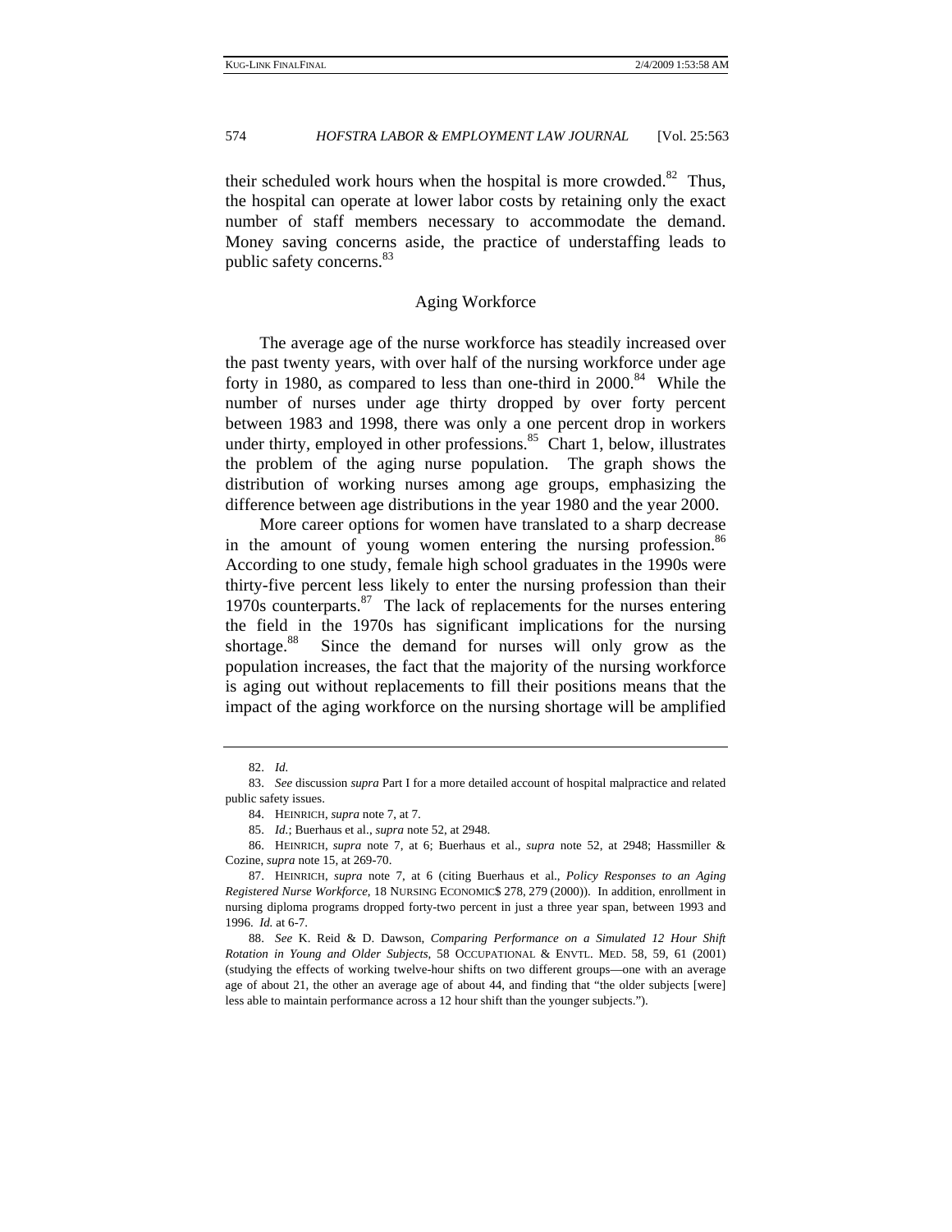their scheduled work hours when the hospital is more crowded.[82] Thus, the hospital can operate at lower labor costs by retaining only the exact number of staff members necessary to accommodate the demand. Money saving concerns aside, the practice of understaffing leads to public safety concerns.[83]

### Aging Workforce

The average age of the nurse workforce has steadily increased over the past twenty years, with over half of the nursing workforce under age forty in 1980, as compared to less than one-third in 2000.[84] While the number of nurses under age thirty dropped by over forty percent between 1983 and 1998, there was only a one percent drop in workers under thirty, employed in other professions.[85] Chart 1, below, illustrates the problem of the aging nurse population. The graph shows the distribution of working nurses among age groups, emphasizing the difference between age distributions in the year 1980 and the year 2000.

More career options for women have translated to a sharp decrease in the amount of young women entering the nursing profession.[86] According to one study, female high school graduates in the 1990s were thirty-five percent less likely to enter the nursing profession than their 1970s counterparts.[87] The lack of replacements for the nurses entering the field in the 1970s has significant implications for the nursing shortage.[88] Since the demand for nurses will only grow as the population increases, the fact that the majority of the nursing workforce is aging out without replacements to fill their positions means that the impact of the aging workforce on the nursing shortage will be amplified

---

82. *Id.*

83. *See* discussion *supra* Part I for a more detailed account of hospital malpractice and related public safety issues.

84. HEINRICH, *supra* note 7, at 7.

85. *Id.*; Buerhaus et al., *supra* note 52, at 2948.

86. HEINRICH, *supra* note 7, at 6; Buerhaus et al., *supra* note 52, at 2948; Hassmiller & Cozine, *supra* note 15, at 269-70.

87. HEINRICH, *supra* note 7, at 6 (citing Buerhaus et al., *Policy Responses to an Aging Registered Nurse Workforce*, 18 NURSING ECONOMIC$ 278, 279 (2000)). In addition, enrollment in nursing diploma programs dropped forty-two percent in just a three year span, between 1993 and 1996. *Id.* at 6-7.

88. *See* K. Reid & D. Dawson, *Comparing Performance on a Simulated 12 Hour Shift Rotation in Young and Older Subjects*, 58 OCCUPATIONAL & ENVTL. MED. 58, 59, 61 (2001) (studying the effects of working twelve-hour shifts on two different groups—one with an average age of about 21, the other an average age of about 44, and finding that "the older subjects [were] less able to maintain performance across a 12 hour shift than the younger subjects.").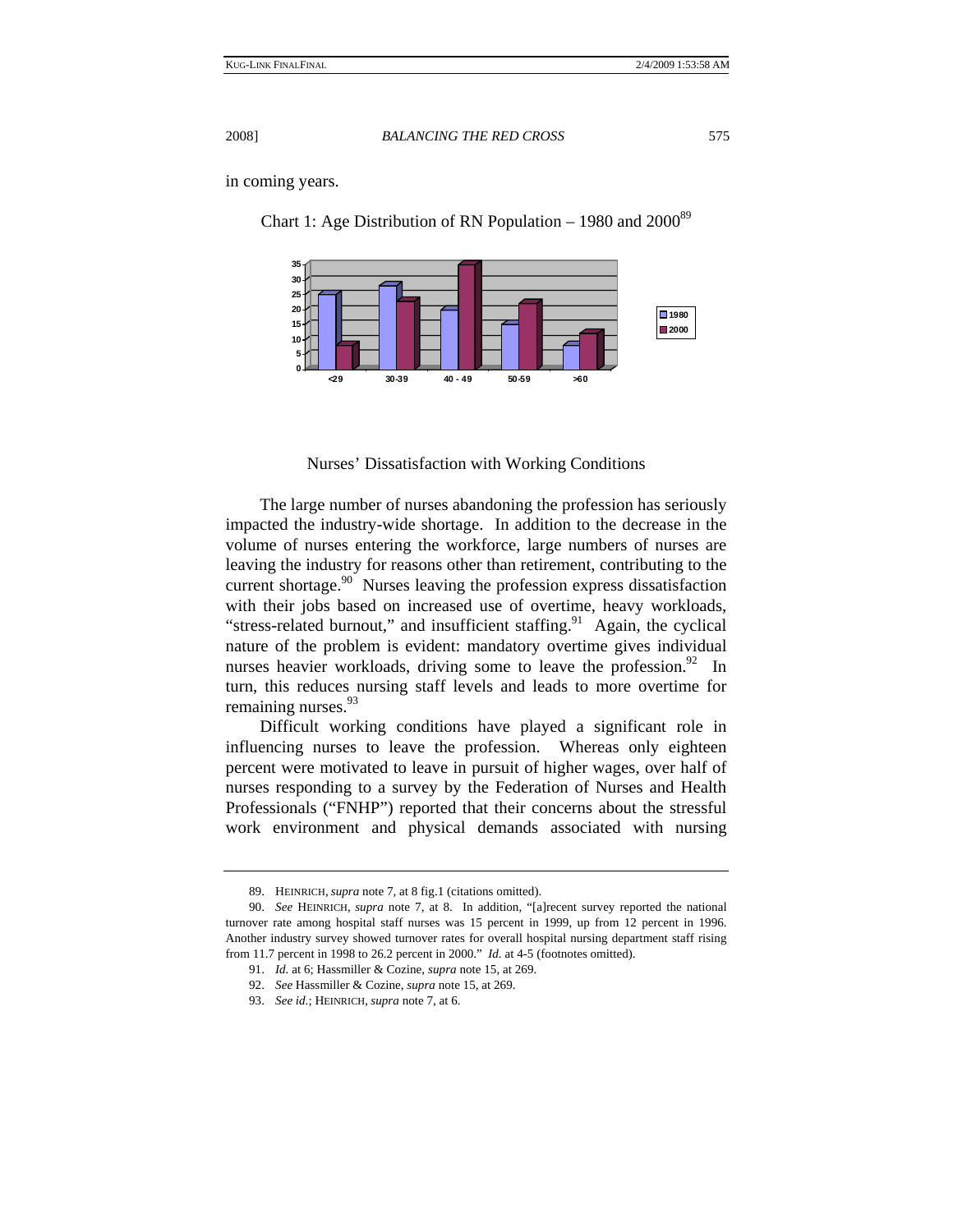in coming years.

Chart 1: Age Distribution of RN Population – 1980 and 2000[89]

Nurses' Dissatisfaction with Working Conditions

The large number of nurses abandoning the profession has seriously impacted the industry-wide shortage. In addition to the decrease in the volume of nurses entering the workforce, large numbers of nurses are leaving the industry for reasons other than retirement, contributing to the current shortage.[90] Nurses leaving the profession express dissatisfaction with their jobs based on increased use of overtime, heavy workloads, "stress-related burnout," and insufficient staffing.[91] Again, the cyclical nature of the problem is evident: mandatory overtime gives individual nurses heavier workloads, driving some to leave the profession.[92] In turn, this reduces nursing staff levels and leads to more overtime for remaining nurses.[93]

Difficult working conditions have played a significant role in influencing nurses to leave the profession. Whereas only eighteen percent were motivated to leave in pursuit of higher wages, over half of nurses responding to a survey by the Federation of Nurses and Health Professionals ("FNHP") reported that their concerns about the stressful work environment and physical demands associated with nursing

---

89. HEINRICH, *supra* note 7, at 8 fig.1 (citations omitted).

90. *See* HEINRICH, *supra* note 7, at 8. In addition, "[a]recent survey reported the national turnover rate among hospital staff nurses was 15 percent in 1999, up from 12 percent in 1996. Another industry survey showed turnover rates for overall hospital nursing department staff rising from 11.7 percent in 1998 to 26.2 percent in 2000." *Id.* at 4-5 (footnotes omitted).

91. *Id.* at 6; Hassmiller & Cozine, *supra* note 15, at 269.

92. *See* Hassmiller & Cozine, *supra* note 15, at 269.

93. *See id.*; HEINRICH, *supra* note 7, at 6.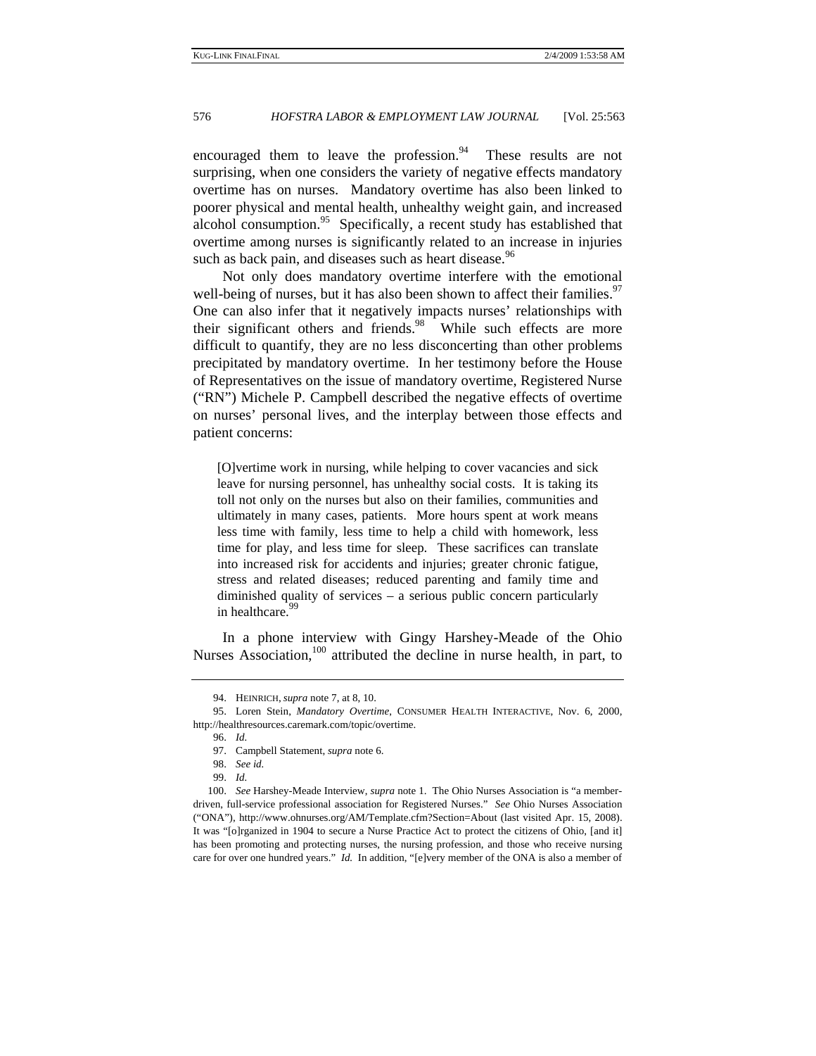encouraged them to leave the profession.[94] These results are not surprising, when one considers the variety of negative effects mandatory overtime has on nurses. Mandatory overtime has also been linked to poorer physical and mental health, unhealthy weight gain, and increased alcohol consumption.[95] Specifically, a recent study has established that overtime among nurses is significantly related to an increase in injuries such as back pain, and diseases such as heart disease.[96]

Not only does mandatory overtime interfere with the emotional well-being of nurses, but it has also been shown to affect their families.[97] One can also infer that it negatively impacts nurses' relationships with their significant others and friends.[98] While such effects are more difficult to quantify, they are no less disconcerting than other problems precipitated by mandatory overtime. In her testimony before the House of Representatives on the issue of mandatory overtime, Registered Nurse ("RN") Michele P. Campbell described the negative effects of overtime on nurses' personal lives, and the interplay between those effects and patient concerns:

> [O]vertime work in nursing, while helping to cover vacancies and sick leave for nursing personnel, has unhealthy social costs. It is taking its toll not only on the nurses but also on their families, communities and ultimately in many cases, patients. More hours spent at work means less time with family, less time to help a child with homework, less time for play, and less time for sleep. These sacrifices can translate into increased risk for accidents and injuries; greater chronic fatigue, stress and related diseases; reduced parenting and family time and diminished quality of services – a serious public concern particularly in healthcare.[99]

In a phone interview with Gingy Harshey-Meade of the Ohio Nurses Association,[100] attributed the decline in nurse health, in part, to

---

94. HEINRICH, *supra* note 7, at 8, 10.

95. Loren Stein, *Mandatory Overtime*, CONSUMER HEALTH INTERACTIVE, Nov. 6, 2000, http://healthresources.caremark.com/topic/overtime.

96. *Id.*

97. Campbell Statement, *supra* note 6.

98. *See id.*

99. *Id.*

100. *See* Harshey-Meade Interview, *supra* note 1. The Ohio Nurses Association is "a member-driven, full-service professional association for Registered Nurses." *See* Ohio Nurses Association ("ONA"), http://www.ohnurses.org/AM/Template.cfm?Section=About (last visited Apr. 15, 2008). It was "[o]rganized in 1904 to secure a Nurse Practice Act to protect the citizens of Ohio, [and it] has been promoting and protecting nurses, the nursing profession, and those who receive nursing care for over one hundred years." *Id.* In addition, "[e]very member of the ONA is also a member of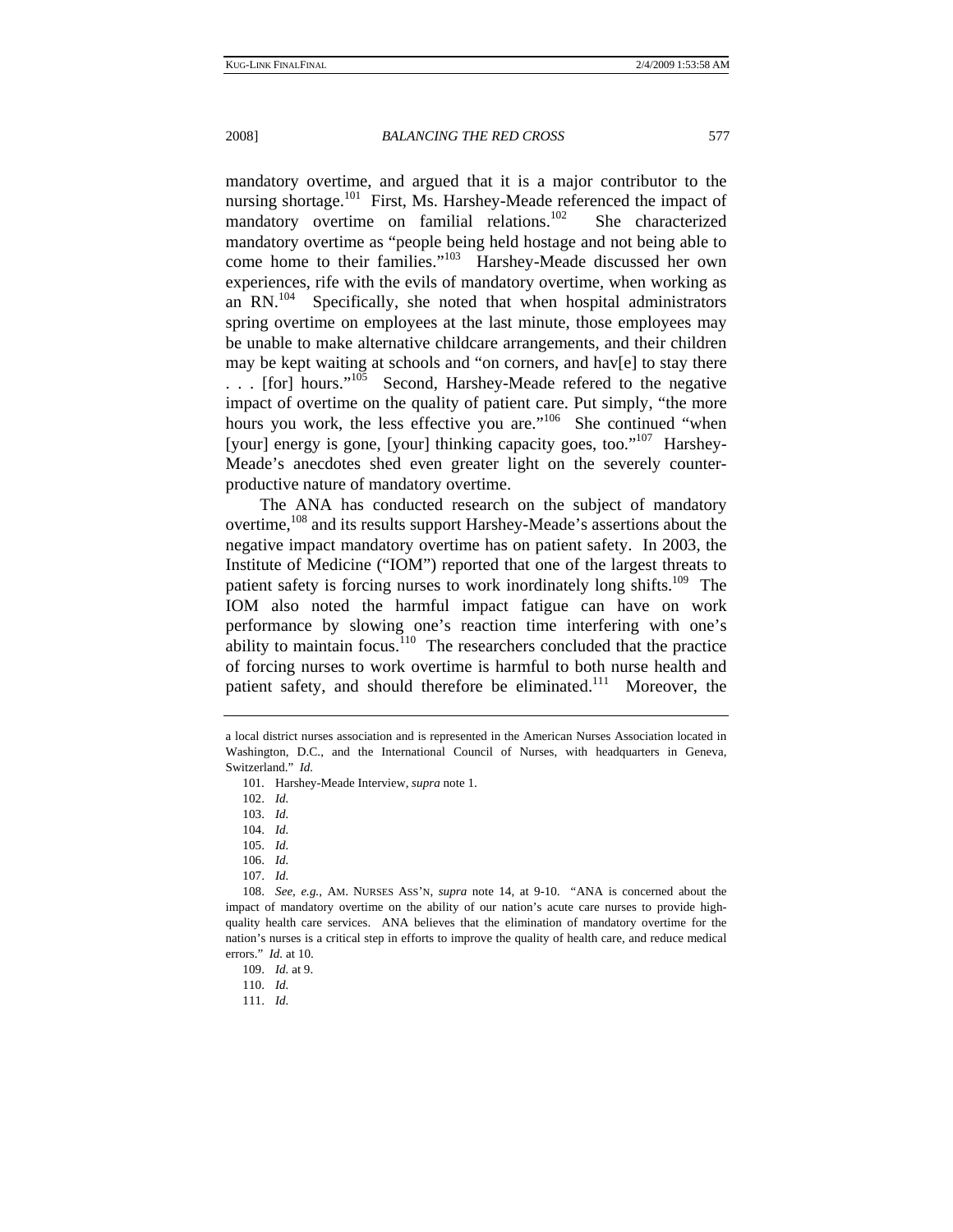mandatory overtime, and argued that it is a major contributor to the nursing shortage.[101] First, Ms. Harshey-Meade referenced the impact of mandatory overtime on familial relations.[102] She characterized mandatory overtime as "people being held hostage and not being able to come home to their families."[103] Harshey-Meade discussed her own experiences, rife with the evils of mandatory overtime, when working as an RN.[104] Specifically, she noted that when hospital administrators spring overtime on employees at the last minute, those employees may be unable to make alternative childcare arrangements, and their children may be kept waiting at schools and "on corners, and hav[e] to stay there . . . [for] hours."[105] Second, Harshey-Meade refered to the negative impact of overtime on the quality of patient care. Put simply, "the more hours you work, the less effective you are."[106] She continued "when [your] energy is gone, [your] thinking capacity goes, too."[107] Harshey-Meade's anecdotes shed even greater light on the severely counter-productive nature of mandatory overtime.

The ANA has conducted research on the subject of mandatory overtime,[108] and its results support Harshey-Meade's assertions about the negative impact mandatory overtime has on patient safety. In 2003, the Institute of Medicine ("IOM") reported that one of the largest threats to patient safety is forcing nurses to work inordinately long shifts.[109] The IOM also noted the harmful impact fatigue can have on work performance by slowing one's reaction time interfering with one's ability to maintain focus.[110] The researchers concluded that the practice of forcing nurses to work overtime is harmful to both nurse health and patient safety, and should therefore be eliminated.[111] Moreover, the

---

a local district nurses association and is represented in the American Nurses Association located in Washington, D.C., and the International Council of Nurses, with headquarters in Geneva, Switzerland." *Id.*

101. Harshey-Meade Interview, *supra* note 1.

102. *Id.*

103. *Id.*

104. *Id.*

105. *Id.*

106. *Id.*

107. *Id.*

108. *See, e.g.*, AM. NURSES ASS'N, *supra* note 14, at 9-10. "ANA is concerned about the impact of mandatory overtime on the ability of our nation's acute care nurses to provide high-quality health care services. ANA believes that the elimination of mandatory overtime for the nation's nurses is a critical step in efforts to improve the quality of health care, and reduce medical errors." *Id.* at 10.

109. *Id.* at 9.

110. *Id.*

111. *Id.*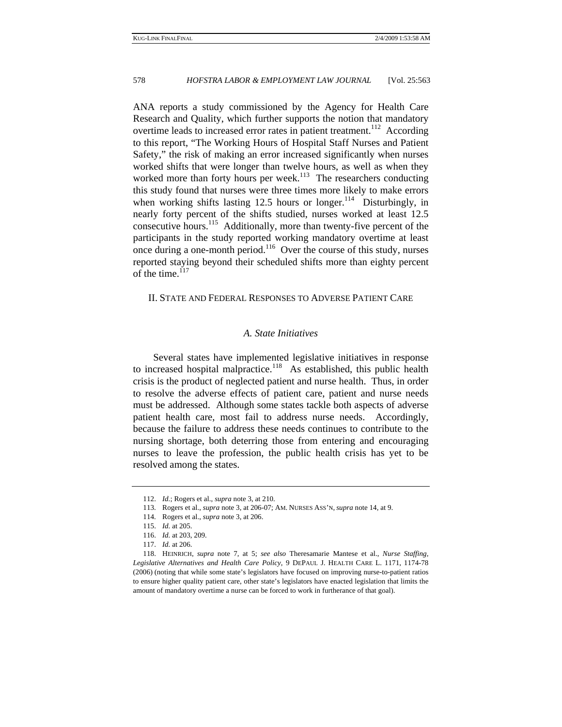ANA reports a study commissioned by the Agency for Health Care Research and Quality, which further supports the notion that mandatory overtime leads to increased error rates in patient treatment.[112] According to this report, "The Working Hours of Hospital Staff Nurses and Patient Safety," the risk of making an error increased significantly when nurses worked shifts that were longer than twelve hours, as well as when they worked more than forty hours per week.[113] The researchers conducting this study found that nurses were three times more likely to make errors when working shifts lasting 12.5 hours or longer.[114] Disturbingly, in nearly forty percent of the shifts studied, nurses worked at least 12.5 consecutive hours.[115] Additionally, more than twenty-five percent of the participants in the study reported working mandatory overtime at least once during a one-month period.[116] Over the course of this study, nurses reported staying beyond their scheduled shifts more than eighty percent of the time.[117]

## II. State and Federal Responses to Adverse Patient Care

### *A. State Initiatives*

Several states have implemented legislative initiatives in response to increased hospital malpractice.[118] As established, this public health crisis is the product of neglected patient and nurse health. Thus, in order to resolve the adverse effects of patient care, patient and nurse needs must be addressed. Although some states tackle both aspects of adverse patient health care, most fail to address nurse needs. Accordingly, because the failure to address these needs continues to contribute to the nursing shortage, both deterring those from entering and encouraging nurses to leave the profession, the public health crisis has yet to be resolved among the states.

---

112. *Id.*; Rogers et al., *supra* note 3, at 210.

113. Rogers et al., *supra* note 3, at 206-07; AM. NURSES ASS'N, *supra* note 14, at 9.

114. Rogers et al., *supra* note 3, at 206.

115. *Id.* at 205.

116. *Id.* at 203, 209.

117. *Id.* at 206.

118. HEINRICH, *supra* note 7, at 5; *see also* Theresamarie Mantese et al., *Nurse Staffing, Legislative Alternatives and Health Care Policy*, 9 DEPAUL J. HEALTH CARE L. 1171, 1174-78 (2006) (noting that while some state's legislators have focused on improving nurse-to-patient ratios to ensure higher quality patient care, other state's legislators have enacted legislation that limits the amount of mandatory overtime a nurse can be forced to work in furtherance of that goal).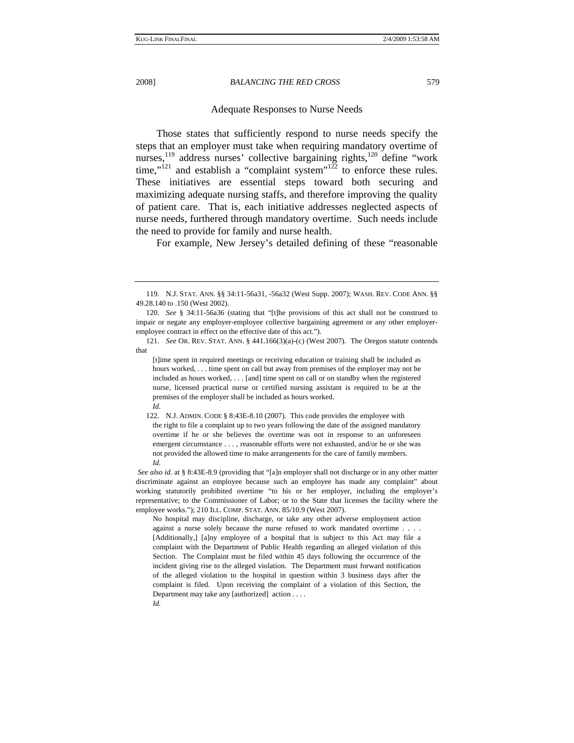## Adequate Responses to Nurse Needs

Those states that sufficiently respond to nurse needs specify the steps that an employer must take when requiring mandatory overtime of nurses,[119] address nurses' collective bargaining rights,[120] define "work time,"[121] and establish a "complaint system"[122] to enforce these rules. These initiatives are essential steps toward both securing and maximizing adequate nursing staffs, and therefore improving the quality of patient care. That is, each initiative addresses neglected aspects of nurse needs, furthered through mandatory overtime. Such needs include the need to provide for family and nurse health.

For example, New Jersey's detailed defining of these "reasonable

---

119. N.J. STAT. ANN. §§ 34:11-56a31, -56a32 (West Supp. 2007); WASH. REV. CODE ANN. §§ 49.28.140 to .150 (West 2002).

120. *See* § 34:11-56a36 (stating that "[t]he provisions of this act shall not be construed to impair or negate any employer-employee collective bargaining agreement or any other employer-employee contract in effect on the effective date of this act.").

121. *See* OR. REV. STAT. ANN. § 441.166(3)(a)-(c) (West 2007). The Oregon statute contends that

> [t]ime spent in required meetings or receiving education or training shall be included as hours worked, . . . time spent on call but away from premises of the employer may not be included as hours worked, . . . [and] time spent on call or on standby when the registered nurse, licensed practical nurse or certified nursing assistant is required to be at the premises of the employer shall be included as hours worked.
>
> *Id.*

122. N.J. ADMIN. CODE § 8:43E-8.10 (2007). This code provides the employee with

> the right to file a complaint up to two years following the date of the assigned mandatory overtime if he or she believes the overtime was not in response to an unforeseen emergent circumstance . . . , reasonable efforts were not exhausted, and/or he or she was not provided the allowed time to make arrangements for the care of family members.
>
> *Id.*

*See also id.* at § 8:43E-8.9 (providing that "[a]n employer shall not discharge or in any other matter discriminate against an employee because such an employee has made any complaint" about working statutorily prohibited overtime "to his or her employer, including the employer's representative; to the Commissioner of Labor; or to the State that licenses the facility where the employee works."); 210 ILL. COMP. STAT. ANN. 85/10.9 (West 2007).

> No hospital may discipline, discharge, or take any other adverse employment action against a nurse solely because the nurse refused to work mandated overtime . . . . [Additionally,] [a]ny employee of a hospital that is subject to this Act may file a complaint with the Department of Public Health regarding an alleged violation of this Section. The Complaint must be filed within 45 days following the occurrence of the incident giving rise to the alleged violation. The Department must forward notification of the alleged violation to the hospital in question within 3 business days after the complaint is filed. Upon receiving the complaint of a violation of this Section, the Department may take any [authorized] action . . . .
>
> *Id.*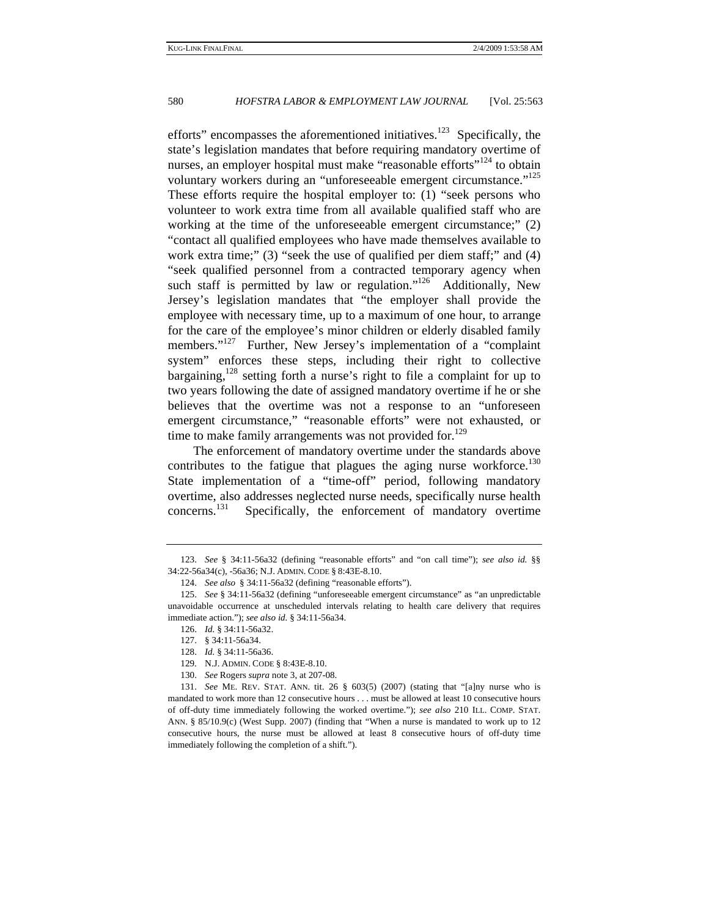efforts" encompasses the aforementioned initiatives.[123] Specifically, the state's legislation mandates that before requiring mandatory overtime of nurses, an employer hospital must make "reasonable efforts"[124] to obtain voluntary workers during an "unforeseeable emergent circumstance."[125] These efforts require the hospital employer to: (1) "seek persons who volunteer to work extra time from all available qualified staff who are working at the time of the unforeseeable emergent circumstance;" (2) "contact all qualified employees who have made themselves available to work extra time;" (3) "seek the use of qualified per diem staff;" and (4) "seek qualified personnel from a contracted temporary agency when such staff is permitted by law or regulation."[126] Additionally, New Jersey's legislation mandates that "the employer shall provide the employee with necessary time, up to a maximum of one hour, to arrange for the care of the employee's minor children or elderly disabled family members."[127] Further, New Jersey's implementation of a "complaint system" enforces these steps, including their right to collective bargaining,[128] setting forth a nurse's right to file a complaint for up to two years following the date of assigned mandatory overtime if he or she believes that the overtime was not a response to an "unforeseen emergent circumstance," "reasonable efforts" were not exhausted, or time to make family arrangements was not provided for.[129]

The enforcement of mandatory overtime under the standards above contributes to the fatigue that plagues the aging nurse workforce.[130] State implementation of a "time-off" period, following mandatory overtime, also addresses neglected nurse needs, specifically nurse health concerns.[131] Specifically, the enforcement of mandatory overtime

---

123. *See* § 34:11-56a32 (defining "reasonable efforts" and "on call time"); *see also id.* §§ 34:22-56a34(c), -56a36; N.J. ADMIN. CODE § 8:43E-8.10.

124. *See also* § 34:11-56a32 (defining "reasonable efforts").

125. *See* § 34:11-56a32 (defining "unforeseeable emergent circumstance" as "an unpredictable unavoidable occurrence at unscheduled intervals relating to health care delivery that requires immediate action."); *see also id.* § 34:11-56a34.

126. *Id.* § 34:11-56a32.

127. § 34:11-56a34.

128. *Id.* § 34:11-56a36.

129. N.J. ADMIN. CODE § 8:43E-8.10.

130. *See* Rogers *supra* note 3, at 207-08.

131. *See* ME. REV. STAT. ANN. tit. 26 § 603(5) (2007) (stating that "[a]ny nurse who is mandated to work more than 12 consecutive hours . . . must be allowed at least 10 consecutive hours of off-duty time immediately following the worked overtime."); *see also* 210 ILL. COMP. STAT. ANN. § 85/10.9(c) (West Supp. 2007) (finding that "When a nurse is mandated to work up to 12 consecutive hours, the nurse must be allowed at least 8 consecutive hours of off-duty time immediately following the completion of a shift.").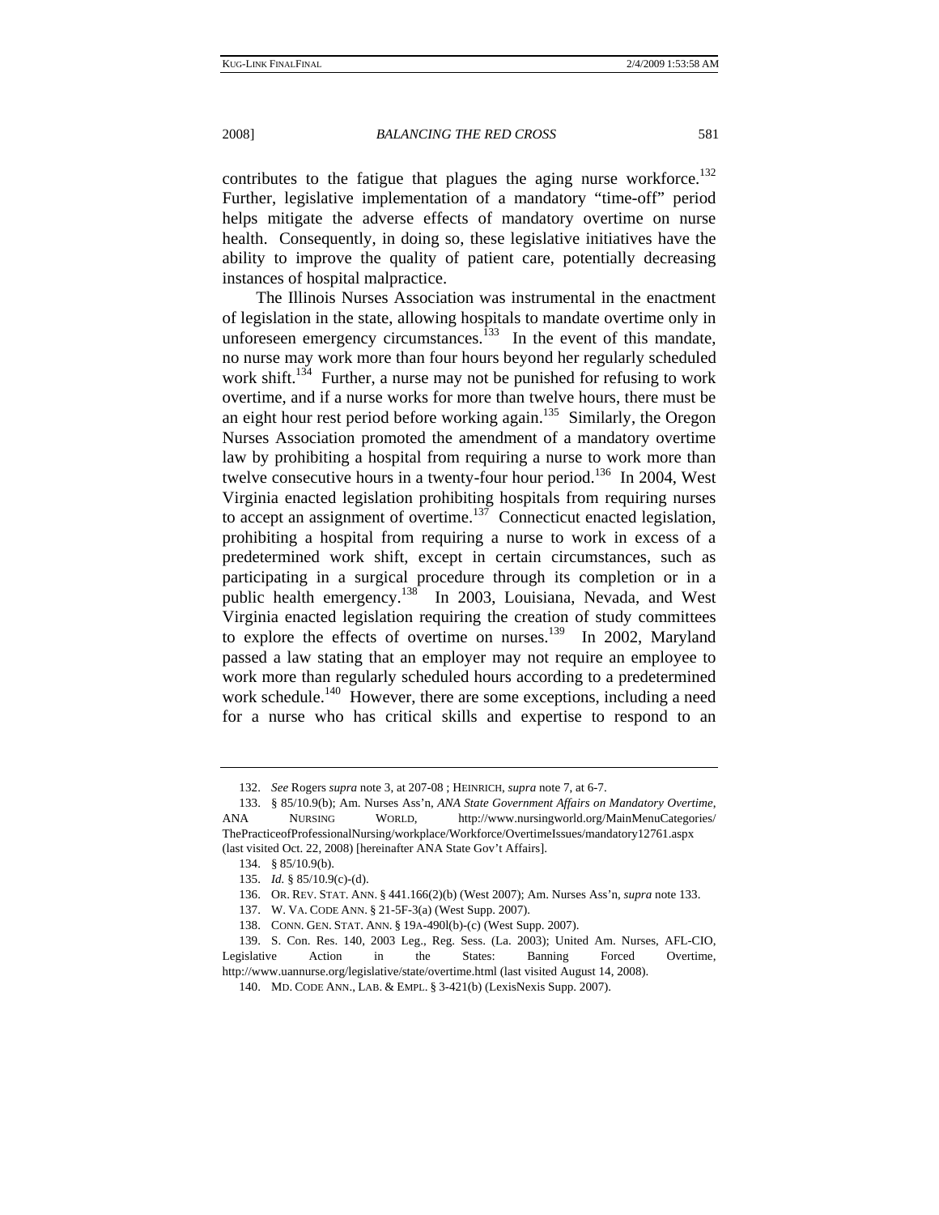contributes to the fatigue that plagues the aging nurse workforce.[132] Further, legislative implementation of a mandatory "time-off" period helps mitigate the adverse effects of mandatory overtime on nurse health. Consequently, in doing so, these legislative initiatives have the ability to improve the quality of patient care, potentially decreasing instances of hospital malpractice.

The Illinois Nurses Association was instrumental in the enactment of legislation in the state, allowing hospitals to mandate overtime only in unforeseen emergency circumstances.[133] In the event of this mandate, no nurse may work more than four hours beyond her regularly scheduled work shift.[134] Further, a nurse may not be punished for refusing to work overtime, and if a nurse works for more than twelve hours, there must be an eight hour rest period before working again.[135] Similarly, the Oregon Nurses Association promoted the amendment of a mandatory overtime law by prohibiting a hospital from requiring a nurse to work more than twelve consecutive hours in a twenty-four hour period.[136] In 2004, West Virginia enacted legislation prohibiting hospitals from requiring nurses to accept an assignment of overtime.[137] Connecticut enacted legislation, prohibiting a hospital from requiring a nurse to work in excess of a predetermined work shift, except in certain circumstances, such as participating in a surgical procedure through its completion or in a public health emergency.[138] In 2003, Louisiana, Nevada, and West Virginia enacted legislation requiring the creation of study committees to explore the effects of overtime on nurses.[139] In 2002, Maryland passed a law stating that an employer may not require an employee to work more than regularly scheduled hours according to a predetermined work schedule.[140] However, there are some exceptions, including a need for a nurse who has critical skills and expertise to respond to an

---

132. *See* Rogers *supra* note 3, at 207-08 ; HEINRICH, *supra* note 7, at 6-7.

133. § 85/10.9(b); Am. Nurses Ass'n, *ANA State Government Affairs on Mandatory Overtime*, ANA NURSING WORLD, http://www.nursingworld.org/MainMenuCategories/ThePracticeofProfessionalNursing/workplace/Workforce/OvertimeIssues/mandatory12761.aspx (last visited Oct. 22, 2008) [hereinafter ANA State Gov't Affairs].

134. § 85/10.9(b).

135. *Id.* § 85/10.9(c)-(d).

136. OR. REV. STAT. ANN. § 441.166(2)(b) (West 2007); Am. Nurses Ass'n, *supra* note 133.

137. W. VA. CODE ANN. § 21-5F-3(a) (West Supp. 2007).

138. CONN. GEN. STAT. ANN. § 19A-490l(b)-(c) (West Supp. 2007).

139. S. Con. Res. 140, 2003 Leg., Reg. Sess. (La. 2003); United Am. Nurses, AFL-CIO, Legislative Action in the States: Banning Forced Overtime, http://www.uannurse.org/legislative/state/overtime.html (last visited August 14, 2008).

140. MD. CODE ANN., LAB. & EMPL. § 3-421(b) (LexisNexis Supp. 2007).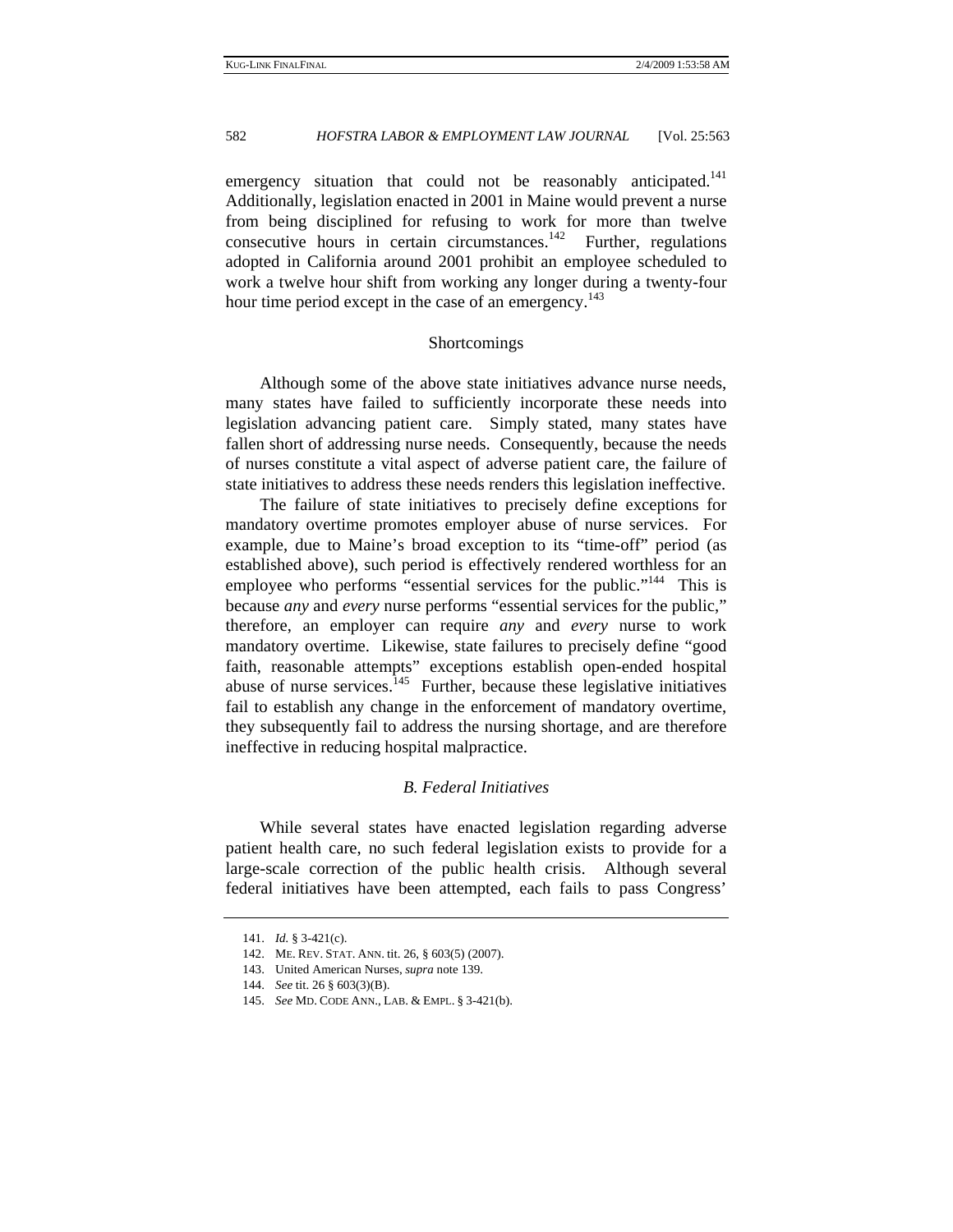emergency situation that could not be reasonably anticipated.[141] Additionally, legislation enacted in 2001 in Maine would prevent a nurse from being disciplined for refusing to work for more than twelve consecutive hours in certain circumstances.[142] Further, regulations adopted in California around 2001 prohibit an employee scheduled to work a twelve hour shift from working any longer during a twenty-four hour time period except in the case of an emergency.[143]

Shortcomings

Although some of the above state initiatives advance nurse needs, many states have failed to sufficiently incorporate these needs into legislation advancing patient care. Simply stated, many states have fallen short of addressing nurse needs. Consequently, because the needs of nurses constitute a vital aspect of adverse patient care, the failure of state initiatives to address these needs renders this legislation ineffective.

The failure of state initiatives to precisely define exceptions for mandatory overtime promotes employer abuse of nurse services. For example, due to Maine's broad exception to its "time-off" period (as established above), such period is effectively rendered worthless for an employee who performs "essential services for the public."[144] This is because *any* and *every* nurse performs "essential services for the public," therefore, an employer can require *any* and *every* nurse to work mandatory overtime. Likewise, state failures to precisely define "good faith, reasonable attempts" exceptions establish open-ended hospital abuse of nurse services.[145] Further, because these legislative initiatives fail to establish any change in the enforcement of mandatory overtime, they subsequently fail to address the nursing shortage, and are therefore ineffective in reducing hospital malpractice.

### *B. Federal Initiatives*

While several states have enacted legislation regarding adverse patient health care, no such federal legislation exists to provide for a large-scale correction of the public health crisis. Although several federal initiatives have been attempted, each fails to pass Congress'

---

141. *Id.* § 3-421(c).

142. ME. REV. STAT. ANN. tit. 26, § 603(5) (2007).

143. United American Nurses, *supra* note 139.

144. *See* tit. 26 § 603(3)(B).

145. *See* MD. CODE ANN., LAB. & EMPL. § 3-421(b).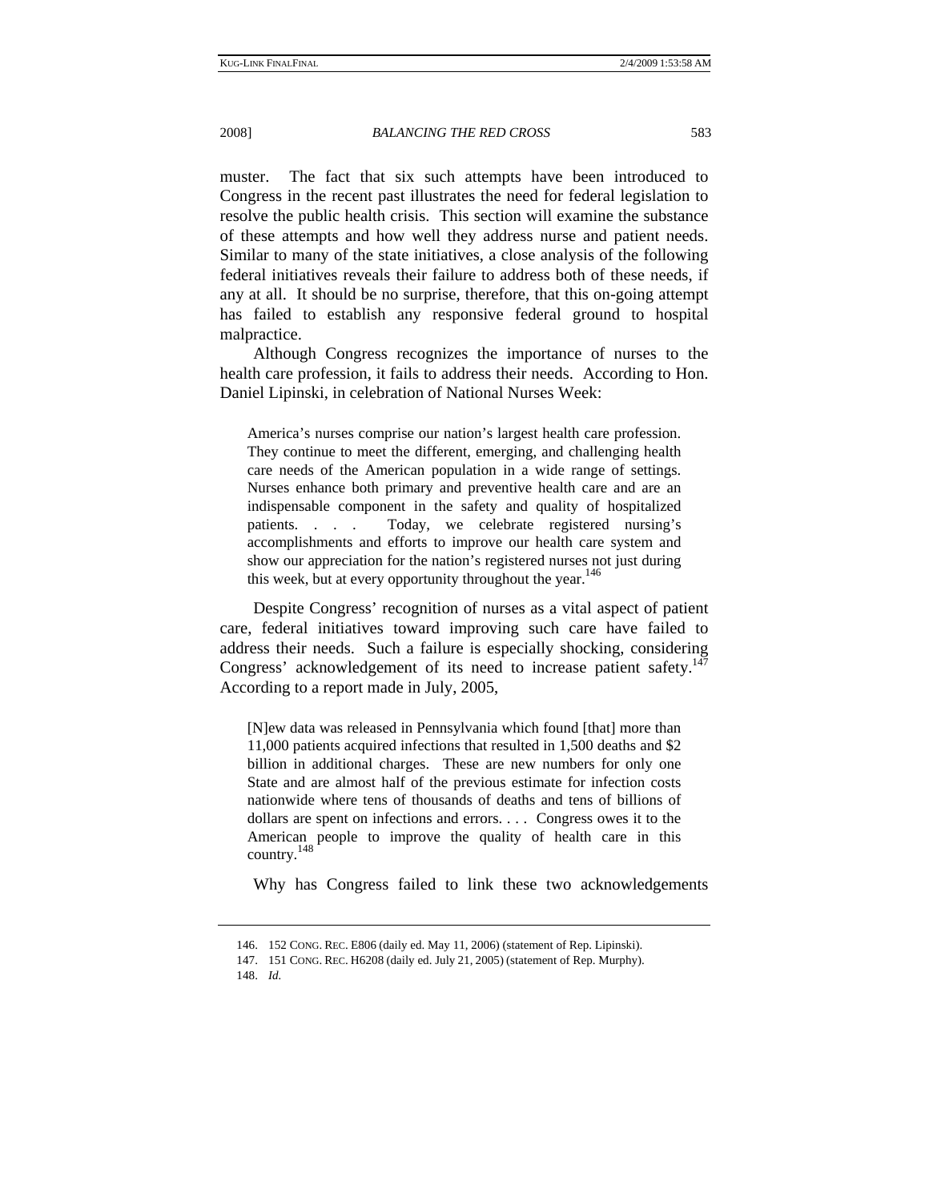muster. The fact that six such attempts have been introduced to Congress in the recent past illustrates the need for federal legislation to resolve the public health crisis. This section will examine the substance of these attempts and how well they address nurse and patient needs. Similar to many of the state initiatives, a close analysis of the following federal initiatives reveals their failure to address both of these needs, if any at all. It should be no surprise, therefore, that this on-going attempt has failed to establish any responsive federal ground to hospital malpractice.

Although Congress recognizes the importance of nurses to the health care profession, it fails to address their needs. According to Hon. Daniel Lipinski, in celebration of National Nurses Week:

> America's nurses comprise our nation's largest health care profession. They continue to meet the different, emerging, and challenging health care needs of the American population in a wide range of settings. Nurses enhance both primary and preventive health care and are an indispensable component in the safety and quality of hospitalized patients. . . . Today, we celebrate registered nursing's accomplishments and efforts to improve our health care system and show our appreciation for the nation's registered nurses not just during this week, but at every opportunity throughout the year.[146]

Despite Congress' recognition of nurses as a vital aspect of patient care, federal initiatives toward improving such care have failed to address their needs. Such a failure is especially shocking, considering Congress' acknowledgement of its need to increase patient safety.[147] According to a report made in July, 2005,

> [N]ew data was released in Pennsylvania which found [that] more than 11,000 patients acquired infections that resulted in 1,500 deaths and $2 billion in additional charges. These are new numbers for only one State and are almost half of the previous estimate for infection costs nationwide where tens of thousands of deaths and tens of billions of dollars are spent on infections and errors. . . . Congress owes it to the American people to improve the quality of health care in this country.[148]

Why has Congress failed to link these two acknowledgements

---

146. 152 CONG. REC. E806 (daily ed. May 11, 2006) (statement of Rep. Lipinski).

147. 151 CONG. REC. H6208 (daily ed. July 21, 2005) (statement of Rep. Murphy).

148. *Id.*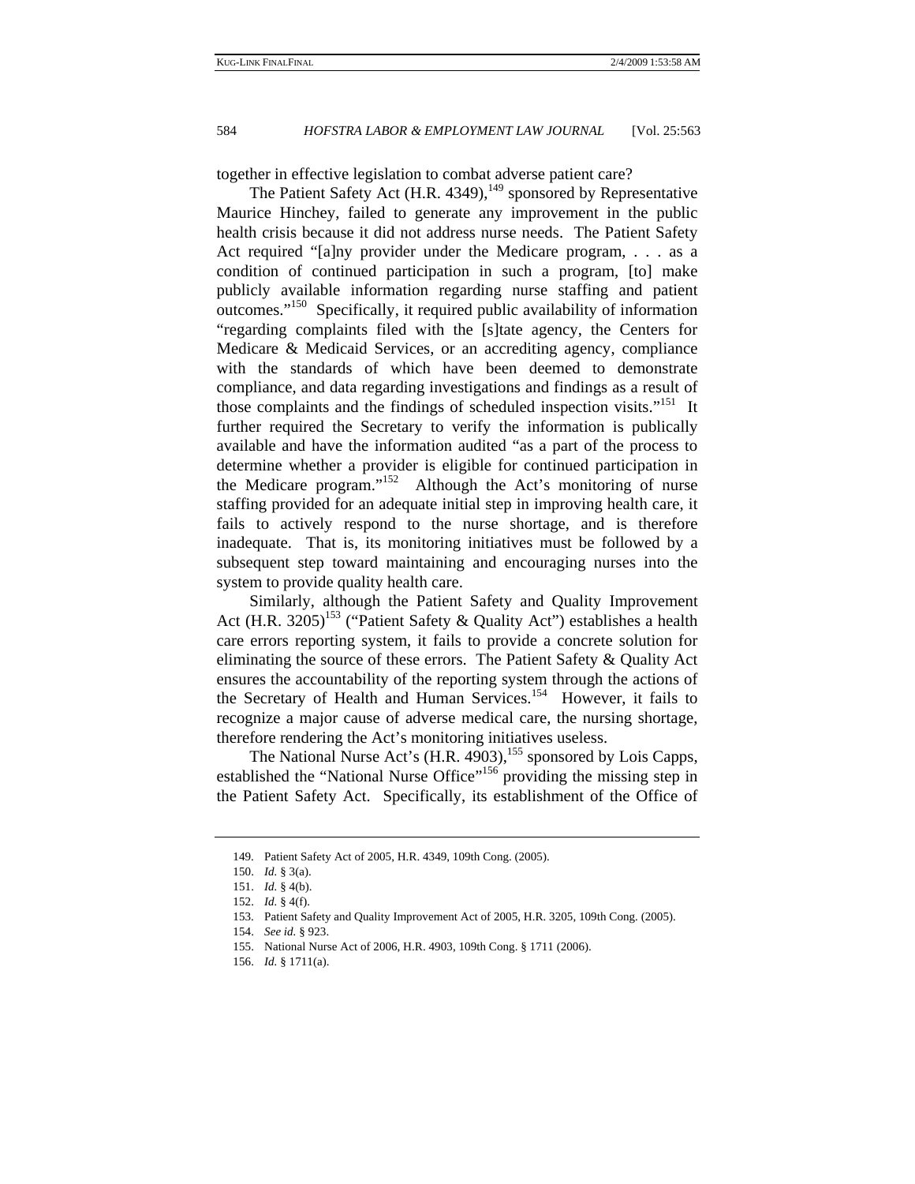together in effective legislation to combat adverse patient care?

The Patient Safety Act (H.R. 4349),[149] sponsored by Representative Maurice Hinchey, failed to generate any improvement in the public health crisis because it did not address nurse needs. The Patient Safety Act required "[a]ny provider under the Medicare program, . . . as a condition of continued participation in such a program, [to] make publicly available information regarding nurse staffing and patient outcomes."[150] Specifically, it required public availability of information "regarding complaints filed with the [s]tate agency, the Centers for Medicare & Medicaid Services, or an accrediting agency, compliance with the standards of which have been deemed to demonstrate compliance, and data regarding investigations and findings as a result of those complaints and the findings of scheduled inspection visits."[151] It further required the Secretary to verify the information is publically available and have the information audited "as a part of the process to determine whether a provider is eligible for continued participation in the Medicare program."[152] Although the Act's monitoring of nurse staffing provided for an adequate initial step in improving health care, it fails to actively respond to the nurse shortage, and is therefore inadequate. That is, its monitoring initiatives must be followed by a subsequent step toward maintaining and encouraging nurses into the system to provide quality health care.

Similarly, although the Patient Safety and Quality Improvement Act (H.R. 3205)[153] ("Patient Safety & Quality Act") establishes a health care errors reporting system, it fails to provide a concrete solution for eliminating the source of these errors. The Patient Safety & Quality Act ensures the accountability of the reporting system through the actions of the Secretary of Health and Human Services.[154] However, it fails to recognize a major cause of adverse medical care, the nursing shortage, therefore rendering the Act's monitoring initiatives useless.

The National Nurse Act's (H.R. 4903),[155] sponsored by Lois Capps, established the "National Nurse Office"[156] providing the missing step in the Patient Safety Act. Specifically, its establishment of the Office of

---

149. Patient Safety Act of 2005, H.R. 4349, 109th Cong. (2005).

150. *Id.* § 3(a).

151. *Id.* § 4(b).

152. *Id.* § 4(f).

153. Patient Safety and Quality Improvement Act of 2005, H.R. 3205, 109th Cong. (2005).

154. *See id.* § 923.

155. National Nurse Act of 2006, H.R. 4903, 109th Cong. § 1711 (2006).

156. *Id.* § 1711(a).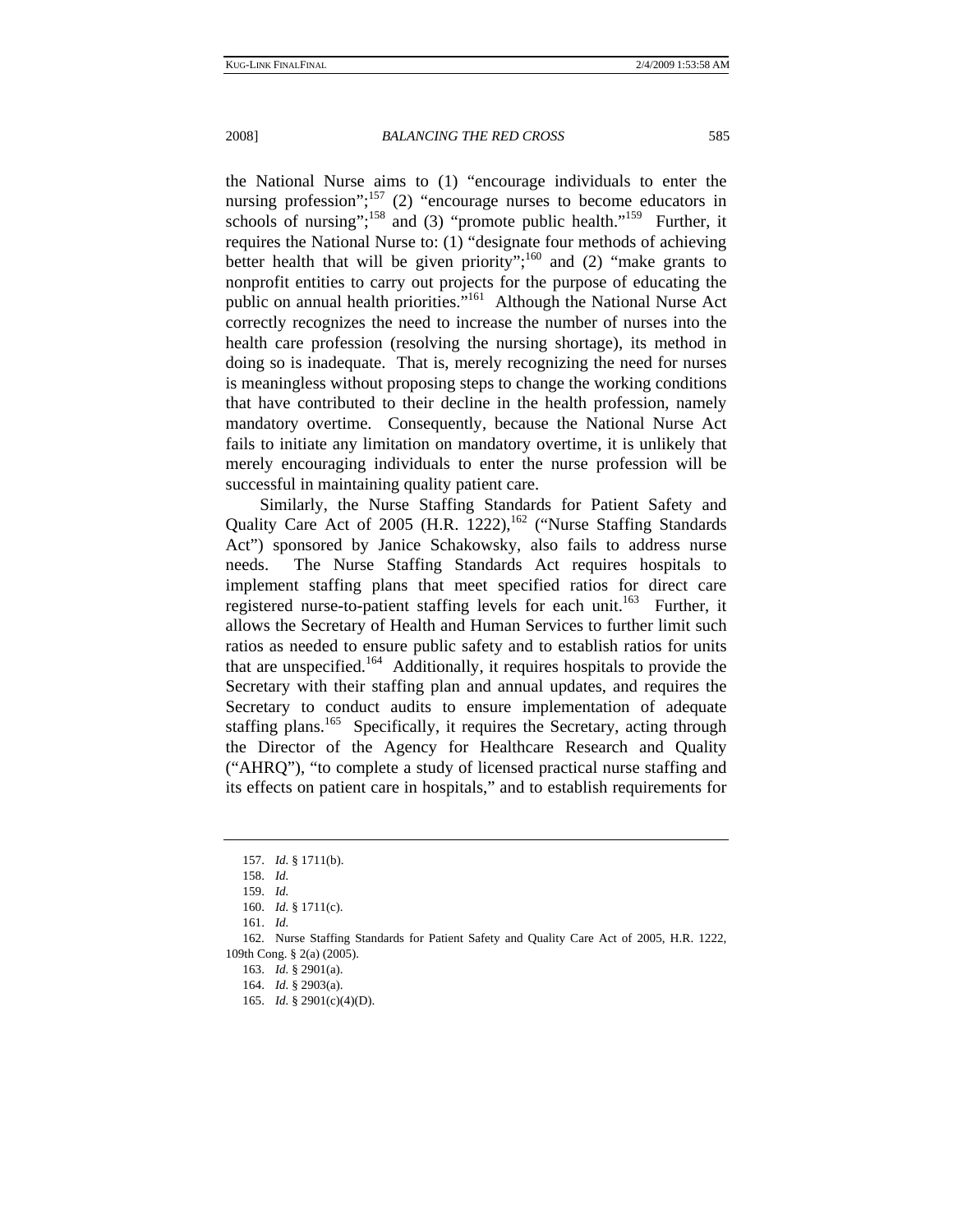the National Nurse aims to (1) "encourage individuals to enter the nursing profession";[157] (2) "encourage nurses to become educators in schools of nursing";[158] and (3) "promote public health."[159] Further, it requires the National Nurse to: (1) "designate four methods of achieving better health that will be given priority";[160] and (2) "make grants to nonprofit entities to carry out projects for the purpose of educating the public on annual health priorities."[161] Although the National Nurse Act correctly recognizes the need to increase the number of nurses into the health care profession (resolving the nursing shortage), its method in doing so is inadequate. That is, merely recognizing the need for nurses is meaningless without proposing steps to change the working conditions that have contributed to their decline in the health profession, namely mandatory overtime. Consequently, because the National Nurse Act fails to initiate any limitation on mandatory overtime, it is unlikely that merely encouraging individuals to enter the nurse profession will be successful in maintaining quality patient care.

Similarly, the Nurse Staffing Standards for Patient Safety and Quality Care Act of 2005 (H.R. 1222),[162] ("Nurse Staffing Standards Act") sponsored by Janice Schakowsky, also fails to address nurse needs. The Nurse Staffing Standards Act requires hospitals to implement staffing plans that meet specified ratios for direct care registered nurse-to-patient staffing levels for each unit.[163] Further, it allows the Secretary of Health and Human Services to further limit such ratios as needed to ensure public safety and to establish ratios for units that are unspecified.[164] Additionally, it requires hospitals to provide the Secretary with their staffing plan and annual updates, and requires the Secretary to conduct audits to ensure implementation of adequate staffing plans.[165] Specifically, it requires the Secretary, acting through the Director of the Agency for Healthcare Research and Quality ("AHRQ"), "to complete a study of licensed practical nurse staffing and its effects on patient care in hospitals," and to establish requirements for

---

157. *Id.* § 1711(b).

158. *Id.*

159. *Id.*

160. *Id.* § 1711(c).

161. *Id.*

162. Nurse Staffing Standards for Patient Safety and Quality Care Act of 2005, H.R. 1222, 109th Cong. § 2(a) (2005).

163. *Id.* § 2901(a).

164. *Id.* § 2903(a).

165. *Id.* § 2901(c)(4)(D).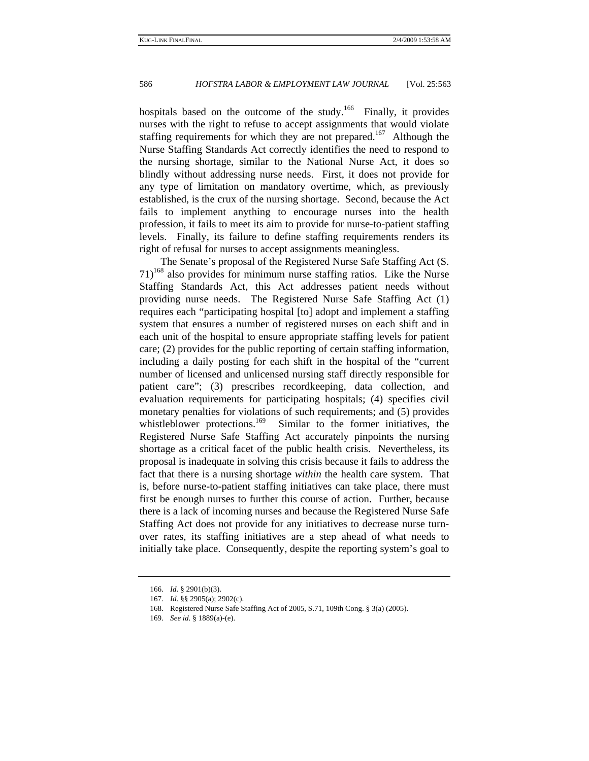hospitals based on the outcome of the study.[166] Finally, it provides nurses with the right to refuse to accept assignments that would violate staffing requirements for which they are not prepared.[167] Although the Nurse Staffing Standards Act correctly identifies the need to respond to the nursing shortage, similar to the National Nurse Act, it does so blindly without addressing nurse needs. First, it does not provide for any type of limitation on mandatory overtime, which, as previously established, is the crux of the nursing shortage. Second, because the Act fails to implement anything to encourage nurses into the health profession, it fails to meet its aim to provide for nurse-to-patient staffing levels. Finally, its failure to define staffing requirements renders its right of refusal for nurses to accept assignments meaningless.

The Senate's proposal of the Registered Nurse Safe Staffing Act (S. 71)[168] also provides for minimum nurse staffing ratios. Like the Nurse Staffing Standards Act, this Act addresses patient needs without providing nurse needs. The Registered Nurse Safe Staffing Act (1) requires each "participating hospital [to] adopt and implement a staffing system that ensures a number of registered nurses on each shift and in each unit of the hospital to ensure appropriate staffing levels for patient care; (2) provides for the public reporting of certain staffing information, including a daily posting for each shift in the hospital of the "current number of licensed and unlicensed nursing staff directly responsible for patient care"; (3) prescribes recordkeeping, data collection, and evaluation requirements for participating hospitals; (4) specifies civil monetary penalties for violations of such requirements; and (5) provides whistleblower protections.[169] Similar to the former initiatives, the Registered Nurse Safe Staffing Act accurately pinpoints the nursing shortage as a critical facet of the public health crisis. Nevertheless, its proposal is inadequate in solving this crisis because it fails to address the fact that there is a nursing shortage *within* the health care system. That is, before nurse-to-patient staffing initiatives can take place, there must first be enough nurses to further this course of action. Further, because there is a lack of incoming nurses and because the Registered Nurse Safe Staffing Act does not provide for any initiatives to decrease nurse turn-over rates, its staffing initiatives are a step ahead of what needs to initially take place. Consequently, despite the reporting system's goal to

---

166. *Id.* § 2901(b)(3).

167. *Id.* §§ 2905(a); 2902(c).

168. Registered Nurse Safe Staffing Act of 2005, S.71, 109th Cong. § 3(a) (2005).

169. *See id.* § 1889(a)-(e).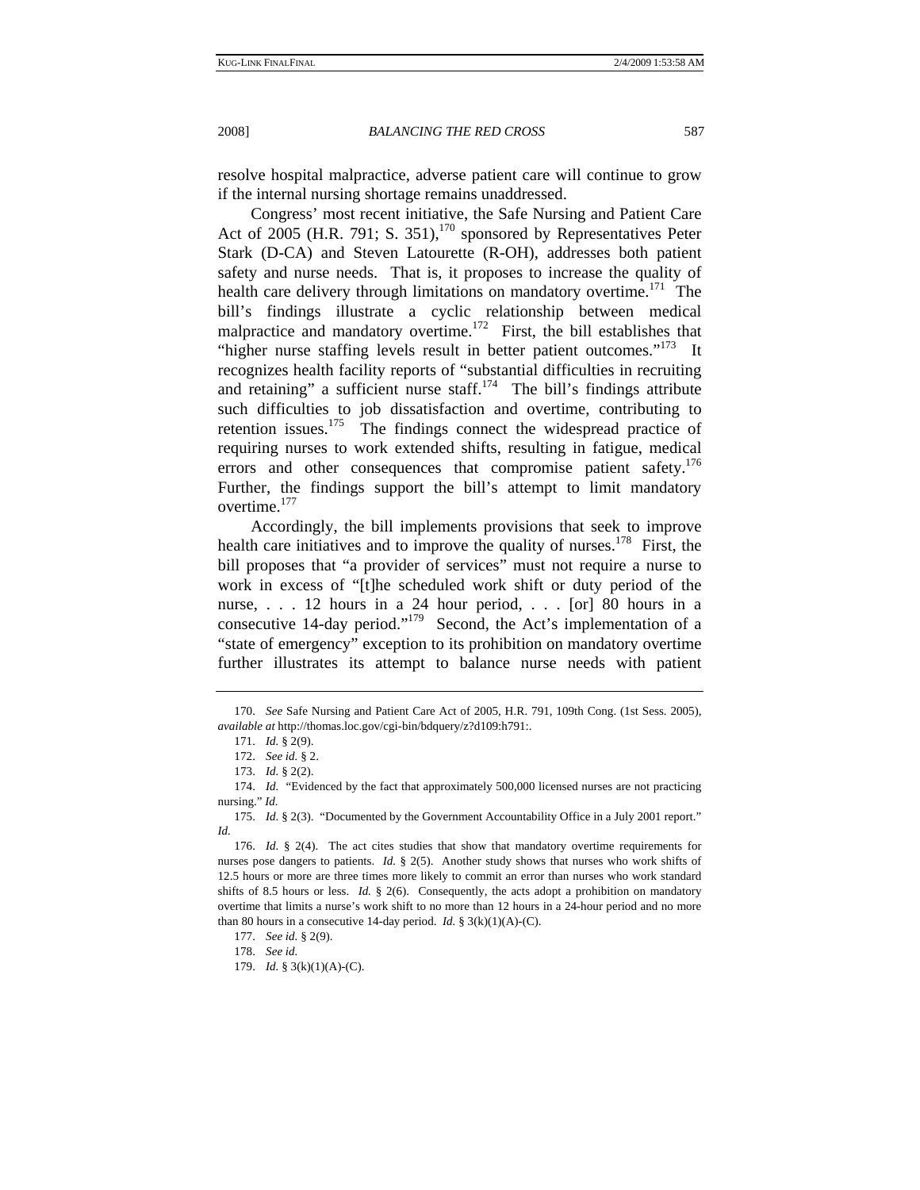resolve hospital malpractice, adverse patient care will continue to grow if the internal nursing shortage remains unaddressed.

Congress' most recent initiative, the Safe Nursing and Patient Care Act of 2005 (H.R. 791; S. 351),[170] sponsored by Representatives Peter Stark (D-CA) and Steven Latourette (R-OH), addresses both patient safety and nurse needs. That is, it proposes to increase the quality of health care delivery through limitations on mandatory overtime.[171] The bill's findings illustrate a cyclic relationship between medical malpractice and mandatory overtime.[172] First, the bill establishes that "higher nurse staffing levels result in better patient outcomes."[173] It recognizes health facility reports of "substantial difficulties in recruiting and retaining" a sufficient nurse staff.[174] The bill's findings attribute such difficulties to job dissatisfaction and overtime, contributing to retention issues.[175] The findings connect the widespread practice of requiring nurses to work extended shifts, resulting in fatigue, medical errors and other consequences that compromise patient safety.[176] Further, the findings support the bill's attempt to limit mandatory overtime.[177]

Accordingly, the bill implements provisions that seek to improve health care initiatives and to improve the quality of nurses.[178] First, the bill proposes that "a provider of services" must not require a nurse to work in excess of "[t]he scheduled work shift or duty period of the nurse, . . . 12 hours in a 24 hour period, . . . [or] 80 hours in a consecutive 14-day period."[179] Second, the Act's implementation of a "state of emergency" exception to its prohibition on mandatory overtime further illustrates its attempt to balance nurse needs with patient

---

170. *See* Safe Nursing and Patient Care Act of 2005, H.R. 791, 109th Cong. (1st Sess. 2005), *available at* http://thomas.loc.gov/cgi-bin/bdquery/z?d109:h791:.

171. *Id.* § 2(9).

172. *See id.* § 2.

173. *Id.* § 2(2).

174. *Id.* "Evidenced by the fact that approximately 500,000 licensed nurses are not practicing nursing." *Id.*

175. *Id.* § 2(3). "Documented by the Government Accountability Office in a July 2001 report." *Id.*

176. *Id.* § 2(4). The act cites studies that show that mandatory overtime requirements for nurses pose dangers to patients. *Id.* § 2(5). Another study shows that nurses who work shifts of 12.5 hours or more are three times more likely to commit an error than nurses who work standard shifts of 8.5 hours or less. *Id.* § 2(6). Consequently, the acts adopt a prohibition on mandatory overtime that limits a nurse's work shift to no more than 12 hours in a 24-hour period and no more than 80 hours in a consecutive 14-day period. *Id.* § 3(k)(1)(A)-(C).

177. *See id.* § 2(9).

178. *See id.*

179. *Id.* § 3(k)(1)(A)-(C).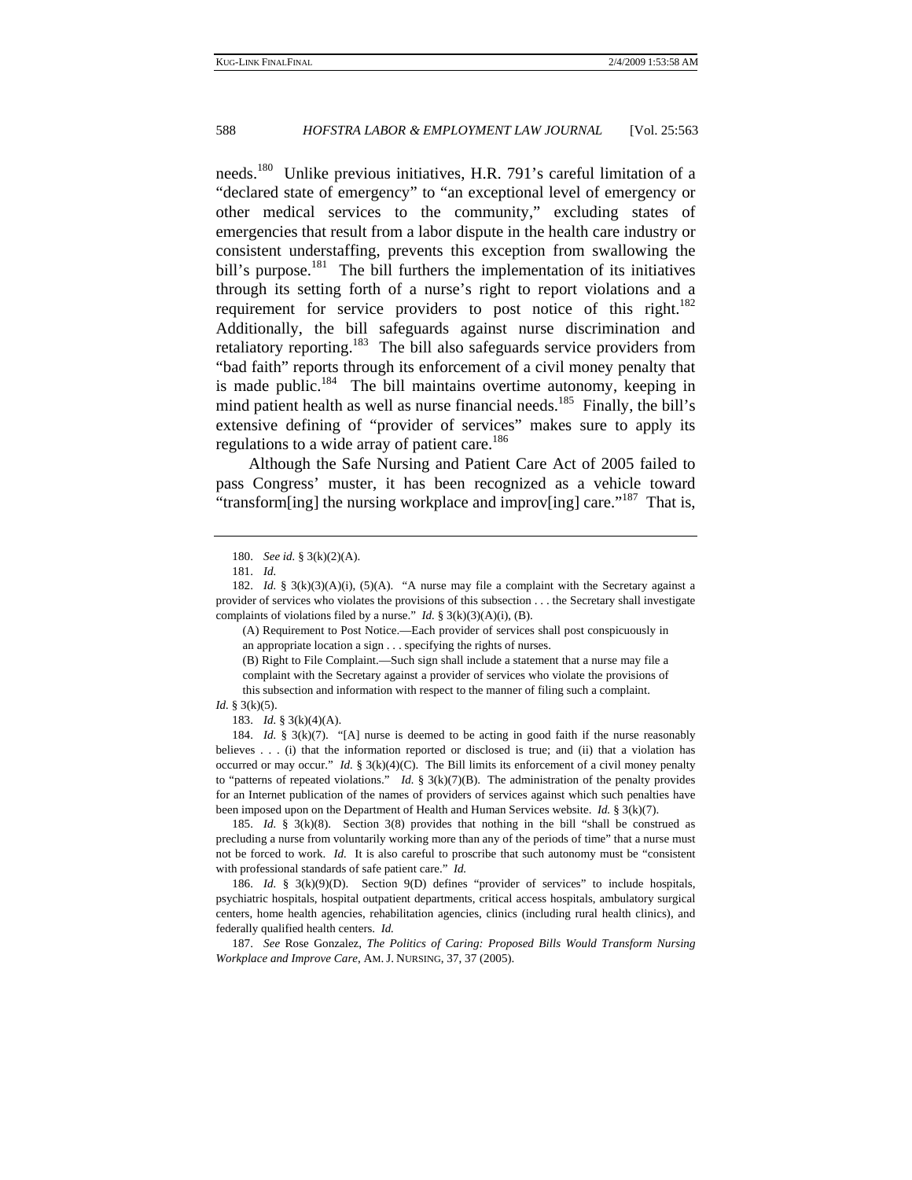needs.[180] Unlike previous initiatives, H.R. 791's careful limitation of a "declared state of emergency" to "an exceptional level of emergency or other medical services to the community," excluding states of emergencies that result from a labor dispute in the health care industry or consistent understaffing, prevents this exception from swallowing the bill's purpose.[181] The bill furthers the implementation of its initiatives through its setting forth of a nurse's right to report violations and a requirement for service providers to post notice of this right.[182] Additionally, the bill safeguards against nurse discrimination and retaliatory reporting.[183] The bill also safeguards service providers from "bad faith" reports through its enforcement of a civil money penalty that is made public.[184] The bill maintains overtime autonomy, keeping in mind patient health as well as nurse financial needs.[185] Finally, the bill's extensive defining of "provider of services" makes sure to apply its regulations to a wide array of patient care.[186]

Although the Safe Nursing and Patient Care Act of 2005 failed to pass Congress' muster, it has been recognized as a vehicle toward "transform[ing] the nursing workplace and improv[ing] care."[187] That is,

---

180. *See id.* § 3(k)(2)(A).

181. *Id.*

182. *Id.* § 3(k)(3)(A)(i), (5)(A). "A nurse may file a complaint with the Secretary against a provider of services who violates the provisions of this subsection . . . the Secretary shall investigate complaints of violations filed by a nurse." *Id.* § 3(k)(3)(A)(i), (B).

> (A) Requirement to Post Notice.—Each provider of services shall post conspicuously in an appropriate location a sign . . . specifying the rights of nurses.
>
> (B) Right to File Complaint.—Such sign shall include a statement that a nurse may file a complaint with the Secretary against a provider of services who violate the provisions of this subsection and information with respect to the manner of filing such a complaint.

*Id.* § 3(k)(5).

183. *Id.* § 3(k)(4)(A).

184. *Id.* § 3(k)(7). "[A] nurse is deemed to be acting in good faith if the nurse reasonably believes . . . (i) that the information reported or disclosed is true; and (ii) that a violation has occurred or may occur." *Id.* § 3(k)(4)(C). The Bill limits its enforcement of a civil money penalty to "patterns of repeated violations." *Id.* § 3(k)(7)(B). The administration of the penalty provides for an Internet publication of the names of providers of services against which such penalties have been imposed upon on the Department of Health and Human Services website. *Id.* § 3(k)(7).

185. *Id.* § 3(k)(8). Section 3(8) provides that nothing in the bill "shall be construed as precluding a nurse from voluntarily working more than any of the periods of time" that a nurse must not be forced to work. *Id.* It is also careful to proscribe that such autonomy must be "consistent with professional standards of safe patient care." *Id.*

186. *Id.* § 3(k)(9)(D). Section 9(D) defines "provider of services" to include hospitals, psychiatric hospitals, hospital outpatient departments, critical access hospitals, ambulatory surgical centers, home health agencies, rehabilitation agencies, clinics (including rural health clinics), and federally qualified health centers. *Id.*

187. *See* Rose Gonzalez, *The Politics of Caring: Proposed Bills Would Transform Nursing Workplace and Improve Care*, AM. J. NURSING, 37, 37 (2005).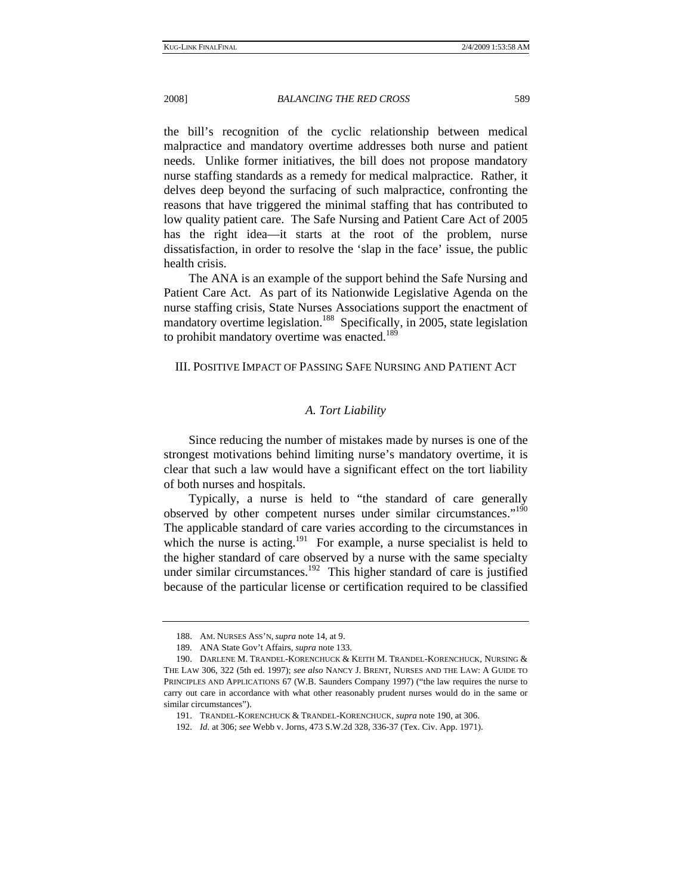the bill's recognition of the cyclic relationship between medical malpractice and mandatory overtime addresses both nurse and patient needs. Unlike former initiatives, the bill does not propose mandatory nurse staffing standards as a remedy for medical malpractice. Rather, it delves deep beyond the surfacing of such malpractice, confronting the reasons that have triggered the minimal staffing that has contributed to low quality patient care. The Safe Nursing and Patient Care Act of 2005 has the right idea—it starts at the root of the problem, nurse dissatisfaction, in order to resolve the 'slap in the face' issue, the public health crisis.

The ANA is an example of the support behind the Safe Nursing and Patient Care Act. As part of its Nationwide Legislative Agenda on the nurse staffing crisis, State Nurses Associations support the enactment of mandatory overtime legislation.[188] Specifically, in 2005, state legislation to prohibit mandatory overtime was enacted.[189]

## III. Positive Impact of Passing Safe Nursing and Patient Act

### *A. Tort Liability*

Since reducing the number of mistakes made by nurses is one of the strongest motivations behind limiting nurse's mandatory overtime, it is clear that such a law would have a significant effect on the tort liability of both nurses and hospitals.

Typically, a nurse is held to "the standard of care generally observed by other competent nurses under similar circumstances."[190] The applicable standard of care varies according to the circumstances in which the nurse is acting.[191] For example, a nurse specialist is held to the higher standard of care observed by a nurse with the same specialty under similar circumstances.[192] This higher standard of care is justified because of the particular license or certification required to be classified

---

188. Am. Nurses Ass'n, *supra* note 14, at 9.

189. ANA State Gov't Affairs, *supra* note 133.

190. Darlene M. Trandel-Korenchuck & Keith M. Trandel-Korenchuck, Nursing & the Law 306, 322 (5th ed. 1997); *see also* Nancy J. Brent, Nurses and the Law: A Guide to Principles and Applications 67 (W.B. Saunders Company 1997) ("the law requires the nurse to carry out care in accordance with what other reasonably prudent nurses would do in the same or similar circumstances").

191. Trandel-Korenchuck & Trandel-Korenchuck, *supra* note 190, at 306.

192. *Id.* at 306; *see* Webb v. Jorns, 473 S.W.2d 328, 336-37 (Tex. Civ. App. 1971).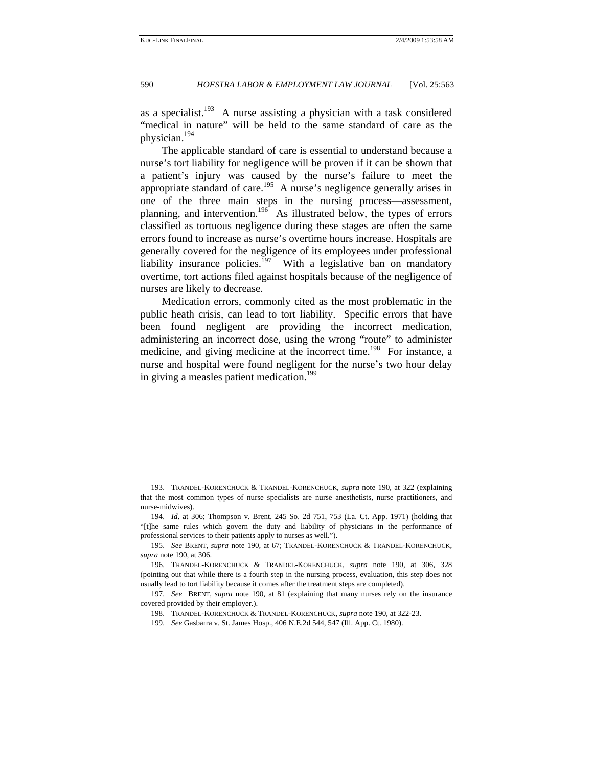as a specialist.[193] A nurse assisting a physician with a task considered "medical in nature" will be held to the same standard of care as the physician.[194]

The applicable standard of care is essential to understand because a nurse's tort liability for negligence will be proven if it can be shown that a patient's injury was caused by the nurse's failure to meet the appropriate standard of care.[195] A nurse's negligence generally arises in one of the three main steps in the nursing process—assessment, planning, and intervention.[196] As illustrated below, the types of errors classified as tortuous negligence during these stages are often the same errors found to increase as nurse's overtime hours increase. Hospitals are generally covered for the negligence of its employees under professional liability insurance policies.[197] With a legislative ban on mandatory overtime, tort actions filed against hospitals because of the negligence of nurses are likely to decrease.

Medication errors, commonly cited as the most problematic in the public heath crisis, can lead to tort liability. Specific errors that have been found negligent are providing the incorrect medication, administering an incorrect dose, using the wrong "route" to administer medicine, and giving medicine at the incorrect time.[198] For instance, a nurse and hospital were found negligent for the nurse's two hour delay in giving a measles patient medication.[199]

---

193. TRANDEL-KORENCHUCK & TRANDEL-KORENCHUCK, *supra* note 190, at 322 (explaining that the most common types of nurse specialists are nurse anesthetists, nurse practitioners, and nurse-midwives).

194. *Id.* at 306; Thompson v. Brent, 245 So. 2d 751, 753 (La. Ct. App. 1971) (holding that "[t]he same rules which govern the duty and liability of physicians in the performance of professional services to their patients apply to nurses as well.").

195. *See* BRENT, *supra* note 190, at 67; TRANDEL-KORENCHUCK & TRANDEL-KORENCHUCK, *supra* note 190, at 306.

196. TRANDEL-KORENCHUCK & TRANDEL-KORENCHUCK, *supra* note 190, at 306, 328 (pointing out that while there is a fourth step in the nursing process, evaluation, this step does not usually lead to tort liability because it comes after the treatment steps are completed).

197. *See* BRENT, *supra* note 190, at 81 (explaining that many nurses rely on the insurance covered provided by their employer.).

198. TRANDEL-KORENCHUCK & TRANDEL-KORENCHUCK, *supra* note 190, at 322-23.

199. *See* Gasbarra v. St. James Hosp., 406 N.E.2d 544, 547 (Ill. App. Ct. 1980).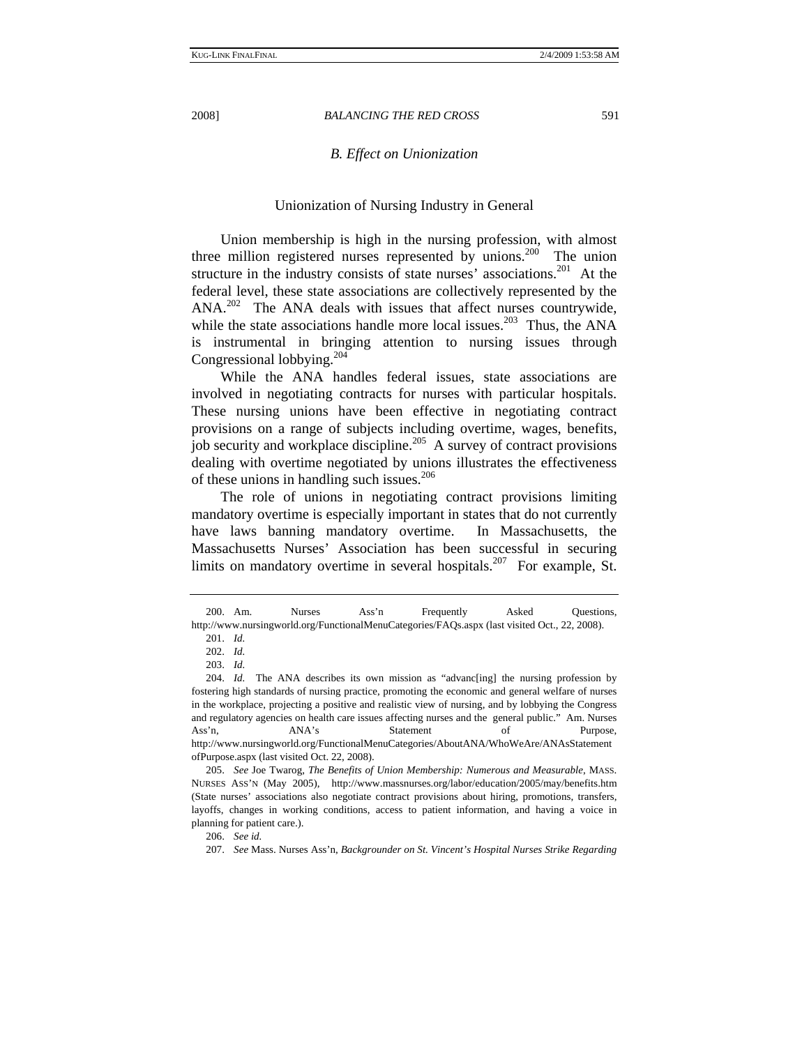### *B. Effect on Unionization*

#### Unionization of Nursing Industry in General

Union membership is high in the nursing profession, with almost three million registered nurses represented by unions.[200] The union structure in the industry consists of state nurses' associations.[201] At the federal level, these state associations are collectively represented by the ANA.[202] The ANA deals with issues that affect nurses countrywide, while the state associations handle more local issues.[203] Thus, the ANA is instrumental in bringing attention to nursing issues through Congressional lobbying.[204]

While the ANA handles federal issues, state associations are involved in negotiating contracts for nurses with particular hospitals. These nursing unions have been effective in negotiating contract provisions on a range of subjects including overtime, wages, benefits, job security and workplace discipline.[205] A survey of contract provisions dealing with overtime negotiated by unions illustrates the effectiveness of these unions in handling such issues.[206]

The role of unions in negotiating contract provisions limiting mandatory overtime is especially important in states that do not currently have laws banning mandatory overtime. In Massachusetts, the Massachusetts Nurses' Association has been successful in securing limits on mandatory overtime in several hospitals.[207] For example, St.

---

200. Am. Nurses Ass'n Frequently Asked Questions, http://www.nursingworld.org/FunctionalMenuCategories/FAQs.aspx (last visited Oct., 22, 2008).

201. *Id.*

202. *Id.*

203. *Id.*

204. *Id.* The ANA describes its own mission as "advanc[ing] the nursing profession by fostering high standards of nursing practice, promoting the economic and general welfare of nurses in the workplace, projecting a positive and realistic view of nursing, and by lobbying the Congress and regulatory agencies on health care issues affecting nurses and the general public." Am. Nurses Ass'n, ANA's Statement of Purpose, http://www.nursingworld.org/FunctionalMenuCategories/AboutANA/WhoWeAre/ANAsStatementofPurpose.aspx (last visited Oct. 22, 2008).

205. *See* Joe Twarog, *The Benefits of Union Membership: Numerous and Measurable*, MASS. NURSES ASS'N (May 2005), http://www.massnurses.org/labor/education/2005/may/benefits.htm (State nurses' associations also negotiate contract provisions about hiring, promotions, transfers, layoffs, changes in working conditions, access to patient information, and having a voice in planning for patient care.).

206. *See id.*

207. *See* Mass. Nurses Ass'n, *Backgrounder on St. Vincent's Hospital Nurses Strike Regarding*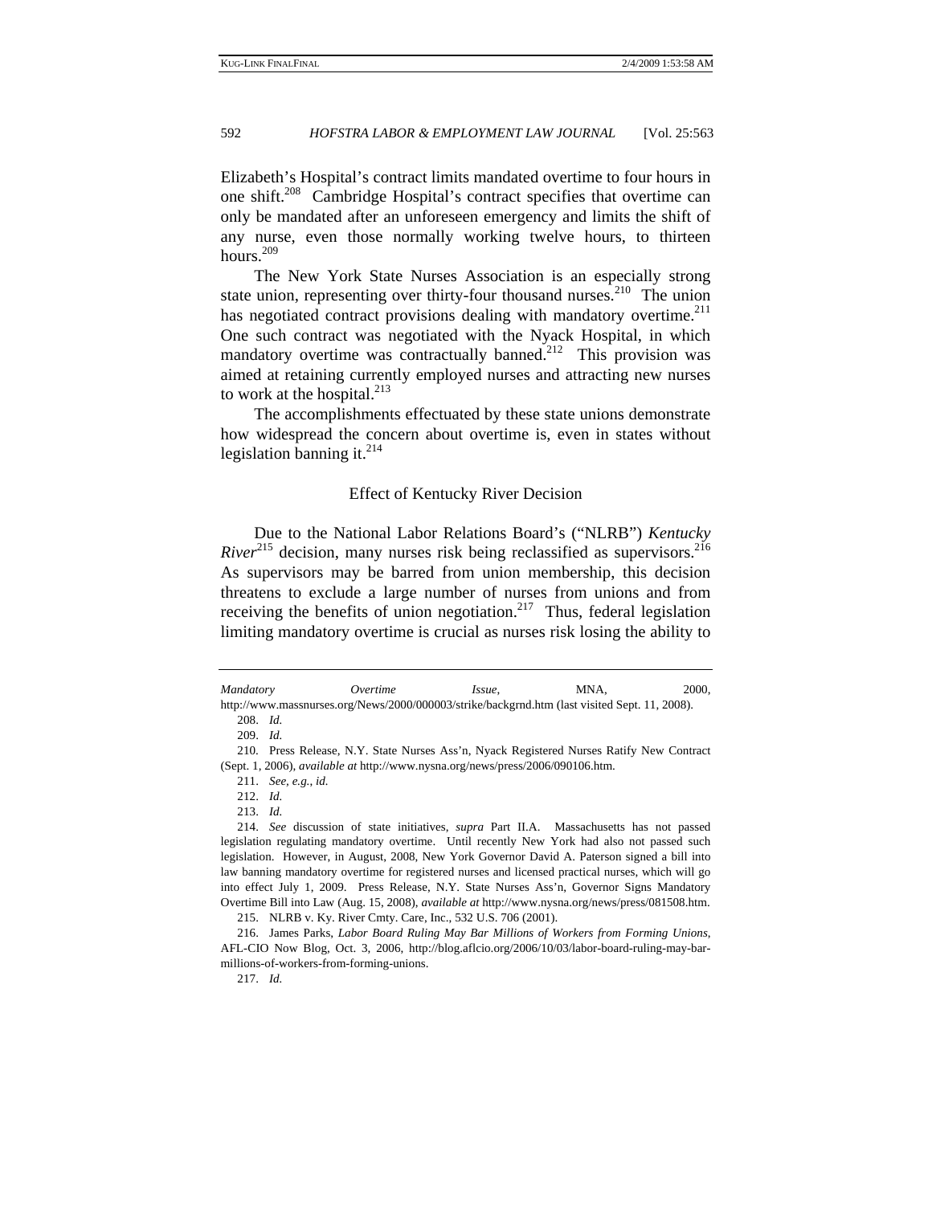Elizabeth's Hospital's contract limits mandated overtime to four hours in one shift.[208] Cambridge Hospital's contract specifies that overtime can only be mandated after an unforeseen emergency and limits the shift of any nurse, even those normally working twelve hours, to thirteen hours.[209]

The New York State Nurses Association is an especially strong state union, representing over thirty-four thousand nurses.[210] The union has negotiated contract provisions dealing with mandatory overtime.[211] One such contract was negotiated with the Nyack Hospital, in which mandatory overtime was contractually banned.[212] This provision was aimed at retaining currently employed nurses and attracting new nurses to work at the hospital.[213]

The accomplishments effectuated by these state unions demonstrate how widespread the concern about overtime is, even in states without legislation banning it.[214]

### Effect of Kentucky River Decision

Due to the National Labor Relations Board's ("NLRB") *Kentucky River*[215] decision, many nurses risk being reclassified as supervisors.[216] As supervisors may be barred from union membership, this decision threatens to exclude a large number of nurses from unions and from receiving the benefits of union negotiation.[217] Thus, federal legislation limiting mandatory overtime is crucial as nurses risk losing the ability to

---

*Mandatory Overtime Issue*, MNA, 2000, http://www.massnurses.org/News/2000/000003/strike/backgrnd.htm (last visited Sept. 11, 2008).

208. *Id.*

209. *Id.*

210. Press Release, N.Y. State Nurses Ass'n, Nyack Registered Nurses Ratify New Contract (Sept. 1, 2006), *available at* http://www.nysna.org/news/press/2006/090106.htm.

211. *See, e.g.*, *id.*

212. *Id.*

213. *Id.*

214. *See* discussion of state initiatives, *supra* Part II.A. Massachusetts has not passed legislation regulating mandatory overtime. Until recently New York had also not passed such legislation. However, in August, 2008, New York Governor David A. Paterson signed a bill into law banning mandatory overtime for registered nurses and licensed practical nurses, which will go into effect July 1, 2009. Press Release, N.Y. State Nurses Ass'n, Governor Signs Mandatory Overtime Bill into Law (Aug. 15, 2008), *available at* http://www.nysna.org/news/press/081508.htm.

215. NLRB v. Ky. River Cmty. Care, Inc., 532 U.S. 706 (2001).

216. James Parks, *Labor Board Ruling May Bar Millions of Workers from Forming Unions*, AFL-CIO Now Blog, Oct. 3, 2006, http://blog.aflcio.org/2006/10/03/labor-board-ruling-may-bar-millions-of-workers-from-forming-unions.

217. *Id.*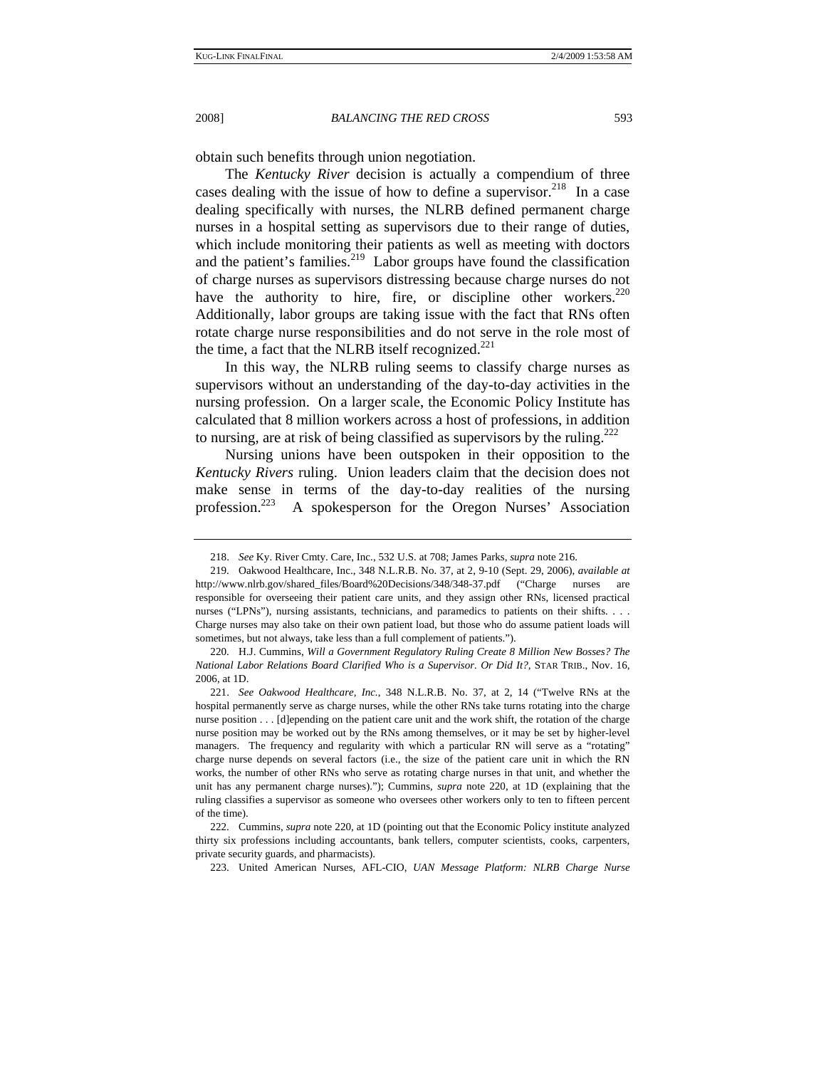obtain such benefits through union negotiation.

The *Kentucky River* decision is actually a compendium of three cases dealing with the issue of how to define a supervisor.[218] In a case dealing specifically with nurses, the NLRB defined permanent charge nurses in a hospital setting as supervisors due to their range of duties, which include monitoring their patients as well as meeting with doctors and the patient's families.[219] Labor groups have found the classification of charge nurses as supervisors distressing because charge nurses do not have the authority to hire, fire, or discipline other workers.[220] Additionally, labor groups are taking issue with the fact that RNs often rotate charge nurse responsibilities and do not serve in the role most of the time, a fact that the NLRB itself recognized.[221]

In this way, the NLRB ruling seems to classify charge nurses as supervisors without an understanding of the day-to-day activities in the nursing profession. On a larger scale, the Economic Policy Institute has calculated that 8 million workers across a host of professions, in addition to nursing, are at risk of being classified as supervisors by the ruling.[222]

Nursing unions have been outspoken in their opposition to the *Kentucky Rivers* ruling. Union leaders claim that the decision does not make sense in terms of the day-to-day realities of the nursing profession.[223] A spokesperson for the Oregon Nurses' Association

---

218. *See* Ky. River Cmty. Care, Inc., 532 U.S. at 708; James Parks, *supra* note 216.

219. Oakwood Healthcare, Inc., 348 N.L.R.B. No. 37, at 2, 9-10 (Sept. 29, 2006), *available at* http://www.nlrb.gov/shared_files/Board%20Decisions/348/348-37.pdf ("Charge nurses are responsible for overseeing their patient care units, and they assign other RNs, licensed practical nurses ("LPNs"), nursing assistants, technicians, and paramedics to patients on their shifts. . . . Charge nurses may also take on their own patient load, but those who do assume patient loads will sometimes, but not always, take less than a full complement of patients.").

220. H.J. Cummins, *Will a Government Regulatory Ruling Create 8 Million New Bosses? The National Labor Relations Board Clarified Who is a Supervisor. Or Did It?*, STAR TRIB., Nov. 16, 2006, at 1D.

221. *See Oakwood Healthcare, Inc.*, 348 N.L.R.B. No. 37, at 2, 14 ("Twelve RNs at the hospital permanently serve as charge nurses, while the other RNs take turns rotating into the charge nurse position . . . [d]epending on the patient care unit and the work shift, the rotation of the charge nurse position may be worked out by the RNs among themselves, or it may be set by higher-level managers. The frequency and regularity with which a particular RN will serve as a "rotating" charge nurse depends on several factors (i.e., the size of the patient care unit in which the RN works, the number of other RNs who serve as rotating charge nurses in that unit, and whether the unit has any permanent charge nurses)."); Cummins, *supra* note 220, at 1D (explaining that the ruling classifies a supervisor as someone who oversees other workers only to ten to fifteen percent of the time).

222. Cummins, *supra* note 220, at 1D (pointing out that the Economic Policy institute analyzed thirty six professions including accountants, bank tellers, computer scientists, cooks, carpenters, private security guards, and pharmacists).

223. United American Nurses, AFL-CIO, *UAN Message Platform: NLRB Charge Nurse*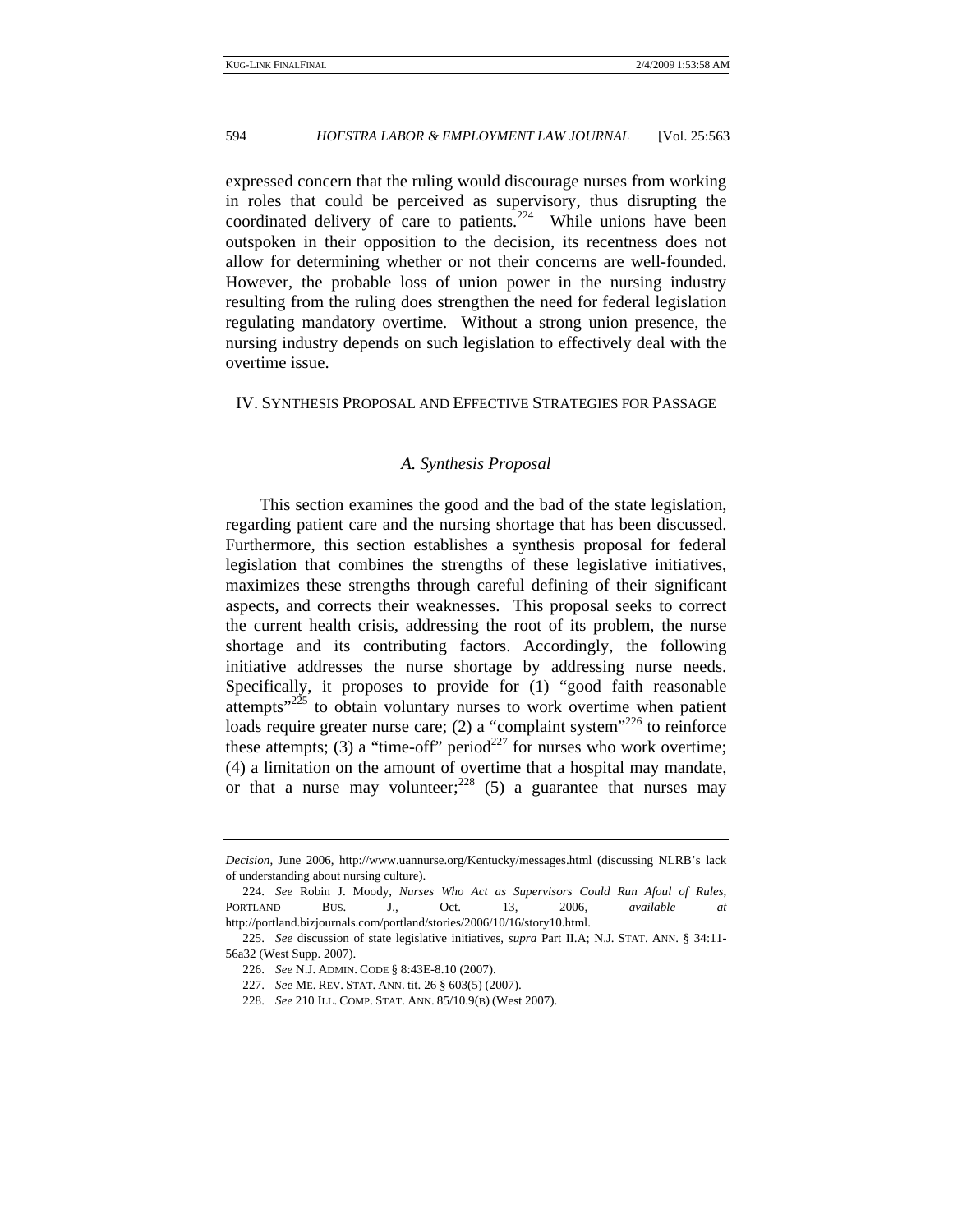expressed concern that the ruling would discourage nurses from working in roles that could be perceived as supervisory, thus disrupting the coordinated delivery of care to patients.[224] While unions have been outspoken in their opposition to the decision, its recentness does not allow for determining whether or not their concerns are well-founded. However, the probable loss of union power in the nursing industry resulting from the ruling does strengthen the need for federal legislation regulating mandatory overtime. Without a strong union presence, the nursing industry depends on such legislation to effectively deal with the overtime issue.

## IV. Synthesis Proposal and Effective Strategies for Passage

### *A. Synthesis Proposal*

This section examines the good and the bad of the state legislation, regarding patient care and the nursing shortage that has been discussed. Furthermore, this section establishes a synthesis proposal for federal legislation that combines the strengths of these legislative initiatives, maximizes these strengths through careful defining of their significant aspects, and corrects their weaknesses. This proposal seeks to correct the current health crisis, addressing the root of its problem, the nurse shortage and its contributing factors. Accordingly, the following initiative addresses the nurse shortage by addressing nurse needs. Specifically, it proposes to provide for (1) "good faith reasonable attempts"[225] to obtain voluntary nurses to work overtime when patient loads require greater nurse care; (2) a "complaint system"[226] to reinforce these attempts; (3) a "time-off" period[227] for nurses who work overtime; (4) a limitation on the amount of overtime that a hospital may mandate, or that a nurse may volunteer;[228] (5) a guarantee that nurses may

---

*Decision*, June 2006, http://www.uannurse.org/Kentucky/messages.html (discussing NLRB's lack of understanding about nursing culture).

224. *See* Robin J. Moody, *Nurses Who Act as Supervisors Could Run Afoul of Rules*, PORTLAND BUS. J., Oct. 13, 2006, *available at* http://portland.bizjournals.com/portland/stories/2006/10/16/story10.html.

225. *See* discussion of state legislative initiatives, *supra* Part II.A; N.J. STAT. ANN. § 34:11-56a32 (West Supp. 2007).

226. *See* N.J. ADMIN. CODE § 8:43E-8.10 (2007).

227. *See* ME. REV. STAT. ANN. tit. 26 § 603(5) (2007).

228. *See* 210 ILL. COMP. STAT. ANN. 85/10.9(B) (West 2007).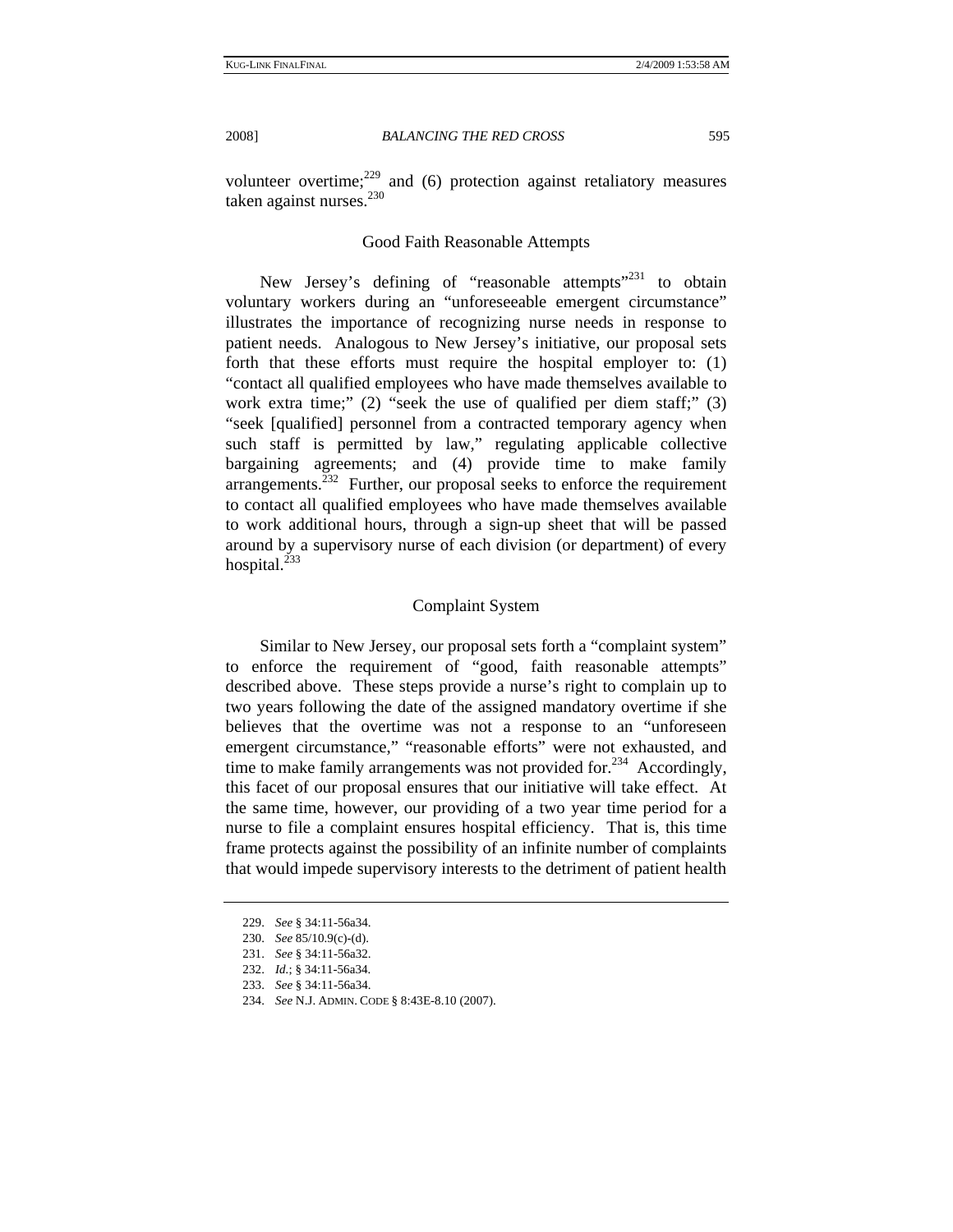volunteer overtime;[229] and (6) protection against retaliatory measures taken against nurses.[230]

### Good Faith Reasonable Attempts

New Jersey's defining of "reasonable attempts"[231] to obtain voluntary workers during an "unforeseeable emergent circumstance" illustrates the importance of recognizing nurse needs in response to patient needs. Analogous to New Jersey's initiative, our proposal sets forth that these efforts must require the hospital employer to: (1) "contact all qualified employees who have made themselves available to work extra time;" (2) "seek the use of qualified per diem staff;" (3) "seek [qualified] personnel from a contracted temporary agency when such staff is permitted by law," regulating applicable collective bargaining agreements; and (4) provide time to make family arrangements.[232] Further, our proposal seeks to enforce the requirement to contact all qualified employees who have made themselves available to work additional hours, through a sign-up sheet that will be passed around by a supervisory nurse of each division (or department) of every hospital.[233]

### Complaint System

Similar to New Jersey, our proposal sets forth a "complaint system" to enforce the requirement of "good, faith reasonable attempts" described above. These steps provide a nurse's right to complain up to two years following the date of the assigned mandatory overtime if she believes that the overtime was not a response to an "unforeseen emergent circumstance," "reasonable efforts" were not exhausted, and time to make family arrangements was not provided for.[234] Accordingly, this facet of our proposal ensures that our initiative will take effect. At the same time, however, our providing of a two year time period for a nurse to file a complaint ensures hospital efficiency. That is, this time frame protects against the possibility of an infinite number of complaints that would impede supervisory interests to the detriment of patient health

---

229. *See* § 34:11-56a34.

230. *See* 85/10.9(c)-(d).

231. *See* § 34:11-56a32.

232. *Id.*; § 34:11-56a34.

233. *See* § 34:11-56a34.

234. *See* N.J. ADMIN. CODE § 8:43E-8.10 (2007).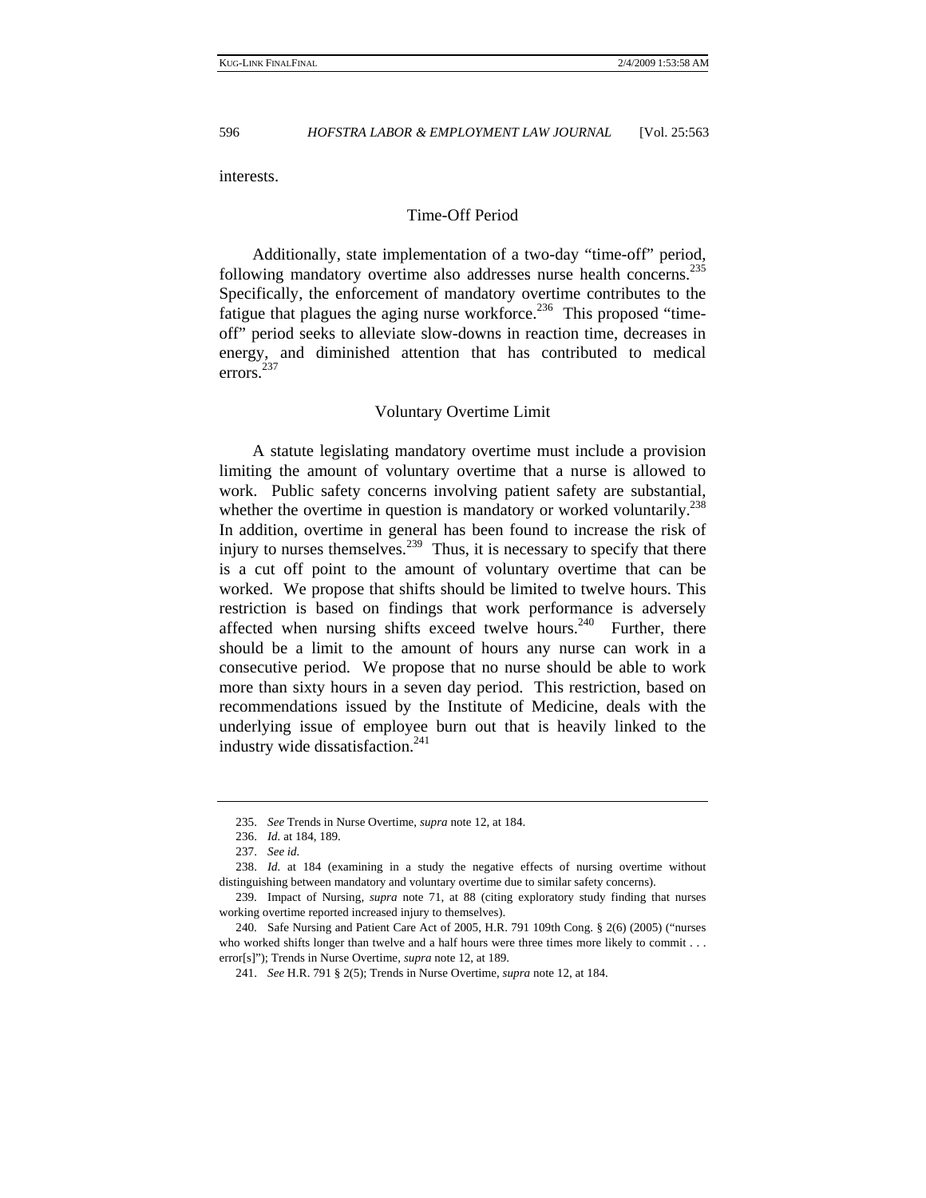interests.

### Time-Off Period

Additionally, state implementation of a two-day "time-off" period, following mandatory overtime also addresses nurse health concerns.[235] Specifically, the enforcement of mandatory overtime contributes to the fatigue that plagues the aging nurse workforce.[236] This proposed "time-off" period seeks to alleviate slow-downs in reaction time, decreases in energy, and diminished attention that has contributed to medical errors.[237]

### Voluntary Overtime Limit

A statute legislating mandatory overtime must include a provision limiting the amount of voluntary overtime that a nurse is allowed to work. Public safety concerns involving patient safety are substantial, whether the overtime in question is mandatory or worked voluntarily.[238] In addition, overtime in general has been found to increase the risk of injury to nurses themselves.[239] Thus, it is necessary to specify that there is a cut off point to the amount of voluntary overtime that can be worked. We propose that shifts should be limited to twelve hours. This restriction is based on findings that work performance is adversely affected when nursing shifts exceed twelve hours.[240] Further, there should be a limit to the amount of hours any nurse can work in a consecutive period. We propose that no nurse should be able to work more than sixty hours in a seven day period. This restriction, based on recommendations issued by the Institute of Medicine, deals with the underlying issue of employee burn out that is heavily linked to the industry wide dissatisfaction.[241]

---

235. *See* Trends in Nurse Overtime, *supra* note 12, at 184.

236. *Id.* at 184, 189.

237. *See id.*

238. *Id.* at 184 (examining in a study the negative effects of nursing overtime without distinguishing between mandatory and voluntary overtime due to similar safety concerns).

239. Impact of Nursing, *supra* note 71, at 88 (citing exploratory study finding that nurses working overtime reported increased injury to themselves).

240. Safe Nursing and Patient Care Act of 2005, H.R. 791 109th Cong. § 2(6) (2005) ("nurses who worked shifts longer than twelve and a half hours were three times more likely to commit . . . error[s]"); Trends in Nurse Overtime, *supra* note 12, at 189.

241. *See* H.R. 791 § 2(5); Trends in Nurse Overtime, *supra* note 12, at 184.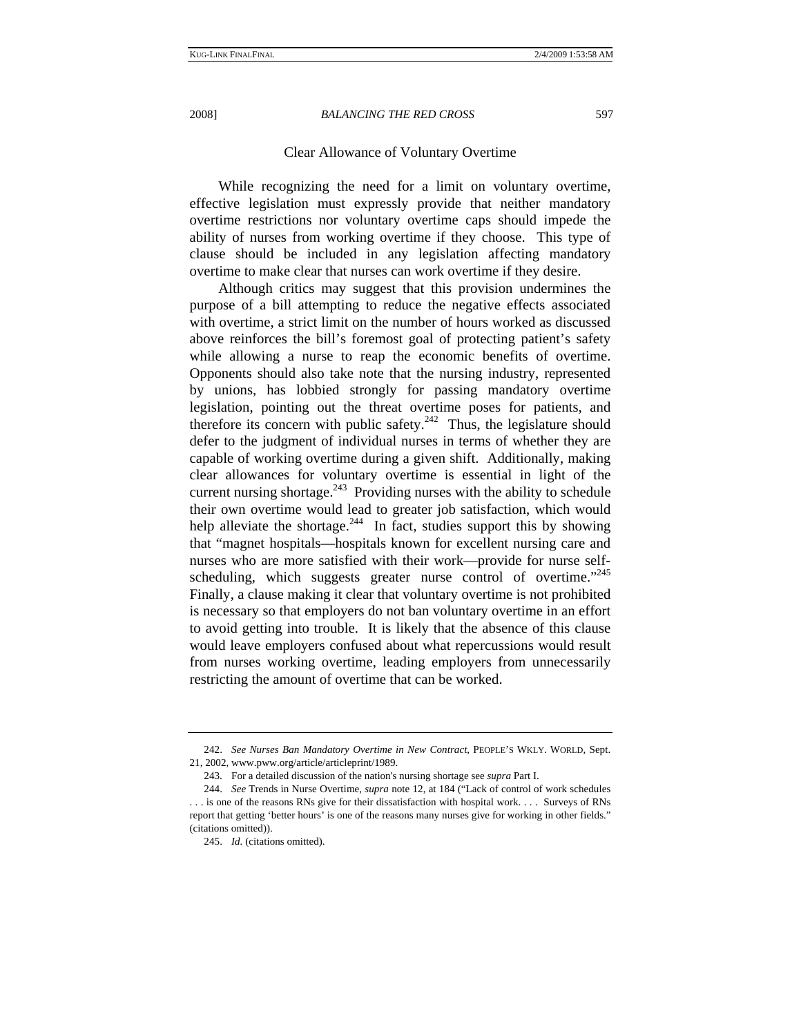### Clear Allowance of Voluntary Overtime

While recognizing the need for a limit on voluntary overtime, effective legislation must expressly provide that neither mandatory overtime restrictions nor voluntary overtime caps should impede the ability of nurses from working overtime if they choose. This type of clause should be included in any legislation affecting mandatory overtime to make clear that nurses can work overtime if they desire.

Although critics may suggest that this provision undermines the purpose of a bill attempting to reduce the negative effects associated with overtime, a strict limit on the number of hours worked as discussed above reinforces the bill's foremost goal of protecting patient's safety while allowing a nurse to reap the economic benefits of overtime. Opponents should also take note that the nursing industry, represented by unions, has lobbied strongly for passing mandatory overtime legislation, pointing out the threat overtime poses for patients, and therefore its concern with public safety.[242] Thus, the legislature should defer to the judgment of individual nurses in terms of whether they are capable of working overtime during a given shift. Additionally, making clear allowances for voluntary overtime is essential in light of the current nursing shortage.[243] Providing nurses with the ability to schedule their own overtime would lead to greater job satisfaction, which would help alleviate the shortage.[244] In fact, studies support this by showing that "magnet hospitals—hospitals known for excellent nursing care and nurses who are more satisfied with their work—provide for nurse self-scheduling, which suggests greater nurse control of overtime."[245] Finally, a clause making it clear that voluntary overtime is not prohibited is necessary so that employers do not ban voluntary overtime in an effort to avoid getting into trouble. It is likely that the absence of this clause would leave employers confused about what repercussions would result from nurses working overtime, leading employers from unnecessarily restricting the amount of overtime that can be worked.

---

242. *See Nurses Ban Mandatory Overtime in New Contract*, PEOPLE'S WKLY. WORLD, Sept. 21, 2002, www.pww.org/article/articleprint/1989.

243. For a detailed discussion of the nation's nursing shortage see *supra* Part I.

244. *See* Trends in Nurse Overtime, *supra* note 12, at 184 ("Lack of control of work schedules . . . is one of the reasons RNs give for their dissatisfaction with hospital work. . . . Surveys of RNs report that getting 'better hours' is one of the reasons many nurses give for working in other fields." (citations omitted)).

245. *Id.* (citations omitted).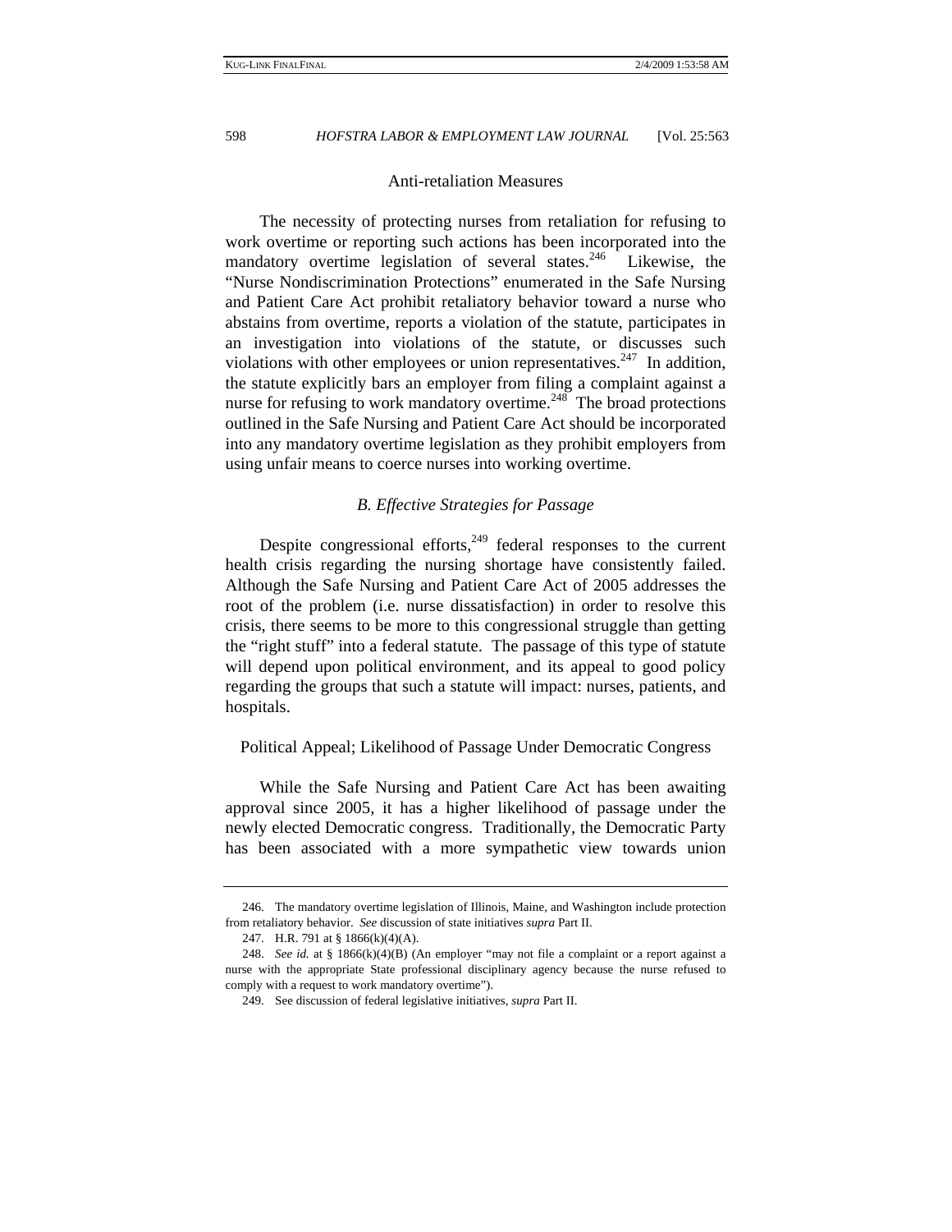Anti-retaliation Measures

The necessity of protecting nurses from retaliation for refusing to work overtime or reporting such actions has been incorporated into the mandatory overtime legislation of several states.[246] Likewise, the "Nurse Nondiscrimination Protections" enumerated in the Safe Nursing and Patient Care Act prohibit retaliatory behavior toward a nurse who abstains from overtime, reports a violation of the statute, participates in an investigation into violations of the statute, or discusses such violations with other employees or union representatives.[247] In addition, the statute explicitly bars an employer from filing a complaint against a nurse for refusing to work mandatory overtime.[248] The broad protections outlined in the Safe Nursing and Patient Care Act should be incorporated into any mandatory overtime legislation as they prohibit employers from using unfair means to coerce nurses into working overtime.

### *B. Effective Strategies for Passage*

Despite congressional efforts,[249] federal responses to the current health crisis regarding the nursing shortage have consistently failed. Although the Safe Nursing and Patient Care Act of 2005 addresses the root of the problem (i.e. nurse dissatisfaction) in order to resolve this crisis, there seems to be more to this congressional struggle than getting the "right stuff" into a federal statute. The passage of this type of statute will depend upon political environment, and its appeal to good policy regarding the groups that such a statute will impact: nurses, patients, and hospitals.

Political Appeal; Likelihood of Passage Under Democratic Congress

While the Safe Nursing and Patient Care Act has been awaiting approval since 2005, it has a higher likelihood of passage under the newly elected Democratic congress. Traditionally, the Democratic Party has been associated with a more sympathetic view towards union

---

246. The mandatory overtime legislation of Illinois, Maine, and Washington include protection from retaliatory behavior. *See* discussion of state initiatives *supra* Part II.

247. H.R. 791 at § 1866(k)(4)(A).

248. *See id.* at § 1866(k)(4)(B) (An employer "may not file a complaint or a report against a nurse with the appropriate State professional disciplinary agency because the nurse refused to comply with a request to work mandatory overtime").

249. See discussion of federal legislative initiatives, *supra* Part II.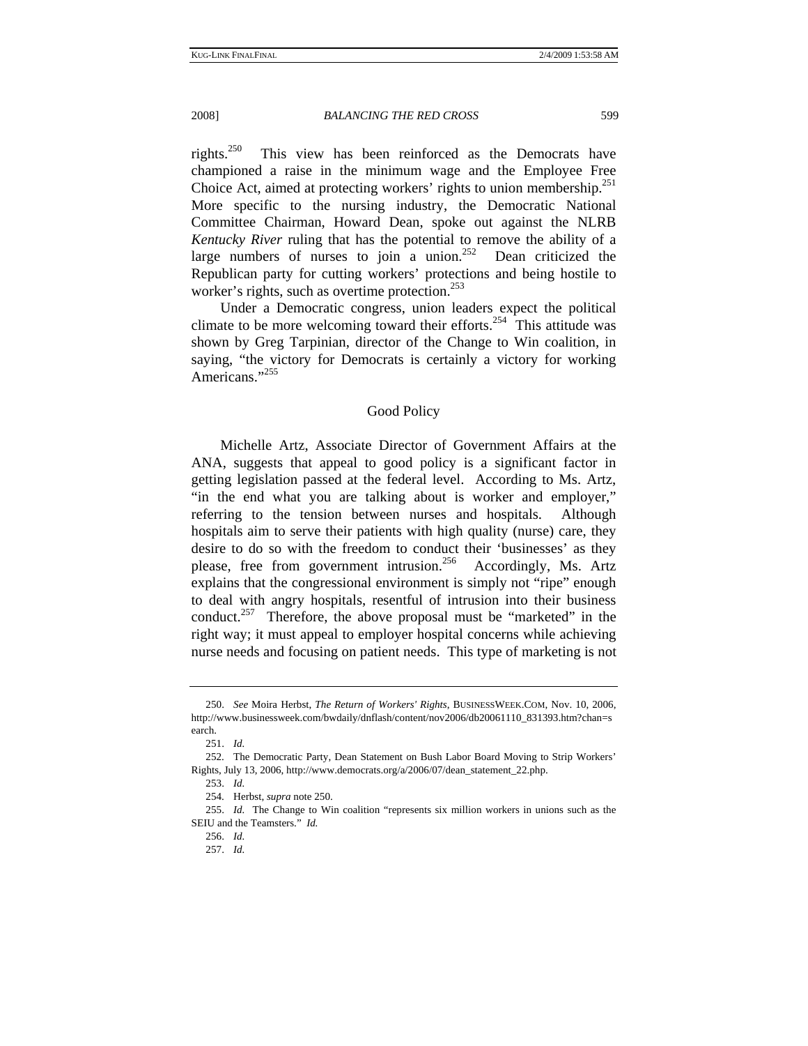rights.[250] This view has been reinforced as the Democrats have championed a raise in the minimum wage and the Employee Free Choice Act, aimed at protecting workers' rights to union membership.[251] More specific to the nursing industry, the Democratic National Committee Chairman, Howard Dean, spoke out against the NLRB *Kentucky River* ruling that has the potential to remove the ability of a large numbers of nurses to join a union.[252] Dean criticized the Republican party for cutting workers' protections and being hostile to worker's rights, such as overtime protection.[253]

Under a Democratic congress, union leaders expect the political climate to be more welcoming toward their efforts.[254] This attitude was shown by Greg Tarpinian, director of the Change to Win coalition, in saying, "the victory for Democrats is certainly a victory for working Americans."[255]

## Good Policy

Michelle Artz, Associate Director of Government Affairs at the ANA, suggests that appeal to good policy is a significant factor in getting legislation passed at the federal level. According to Ms. Artz, "in the end what you are talking about is worker and employer," referring to the tension between nurses and hospitals. Although hospitals aim to serve their patients with high quality (nurse) care, they desire to do so with the freedom to conduct their 'businesses' as they please, free from government intrusion.[256] Accordingly, Ms. Artz explains that the congressional environment is simply not "ripe" enough to deal with angry hospitals, resentful of intrusion into their business conduct.[257] Therefore, the above proposal must be "marketed" in the right way; it must appeal to employer hospital concerns while achieving nurse needs and focusing on patient needs. This type of marketing is not

---

250. *See* Moira Herbst, *The Return of Workers' Rights*, BUSINESSWEEK.COM, Nov. 10, 2006, http://www.businessweek.com/bwdaily/dnflash/content/nov2006/db20061110_831393.htm?chan=search.

251. *Id.*

252. The Democratic Party, Dean Statement on Bush Labor Board Moving to Strip Workers' Rights, July 13, 2006, http://www.democrats.org/a/2006/07/dean_statement_22.php.

253. *Id.*

254. Herbst, *supra* note 250.

255. *Id.* The Change to Win coalition "represents six million workers in unions such as the SEIU and the Teamsters." *Id.*

256. *Id.*

257. *Id.*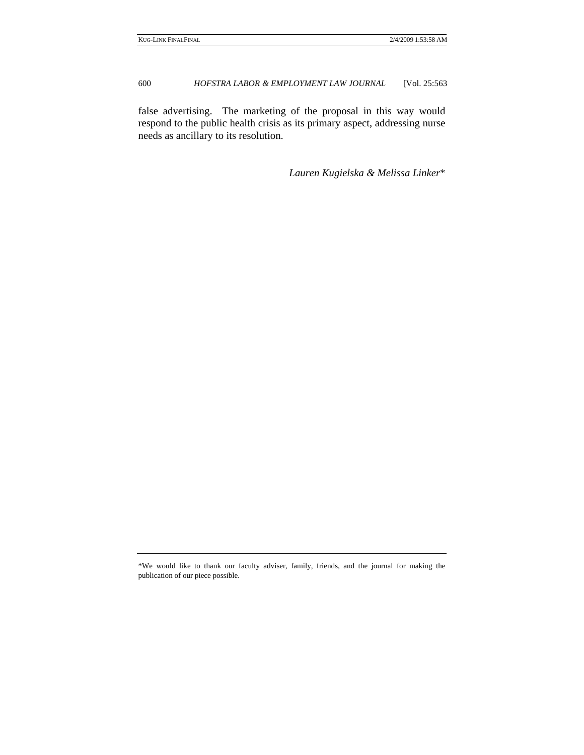false advertising. The marketing of the proposal in this way would respond to the public health crisis as its primary aspect, addressing nurse needs as ancillary to its resolution.

*Lauren Kugielska & Melissa Linker**

---

*We would like to thank our faculty adviser, family, friends, and the journal for making the publication of our piece possible.